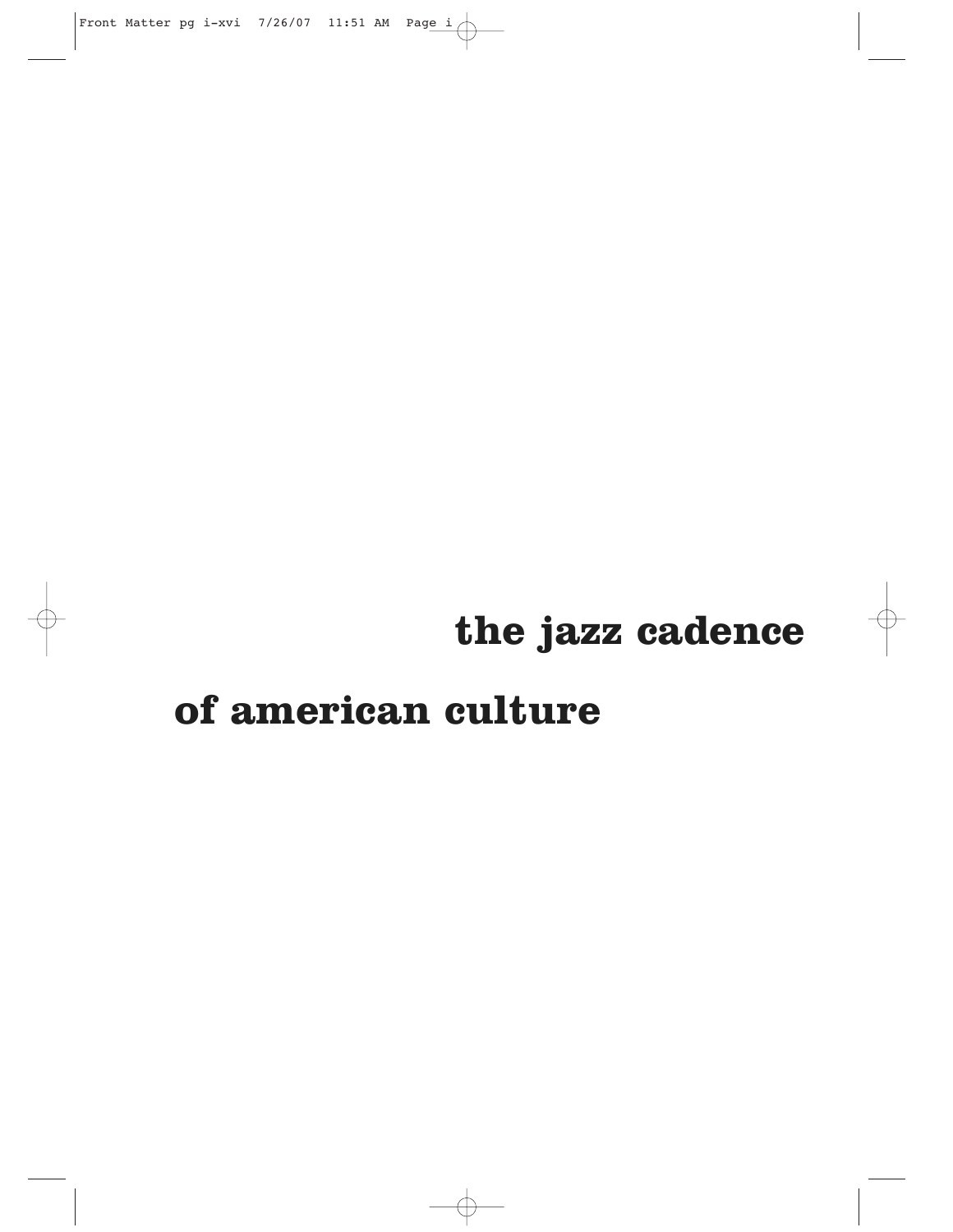# the jazz cadence of american culture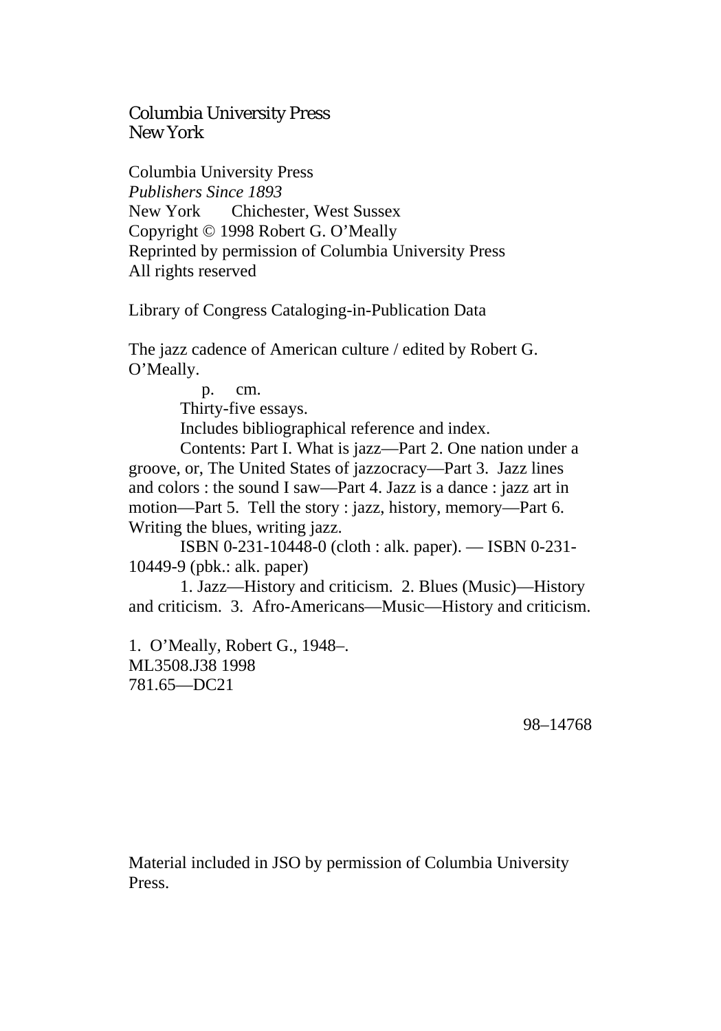Columbia University Press
New York

Columbia University Press
*Publishers Since 1893*
New York  Chichester, West Sussex
Copyright © 1998 Robert G. O'Meally
Reprinted by permission of Columbia University Press
All rights reserved

Library of Congress Cataloging-in-Publication Data

The jazz cadence of American culture / edited by Robert G. O'Meally.

p. cm.

Thirty-five essays.

Includes bibliographical reference and index.

Contents: Part I. What is jazz—Part 2. One nation under a groove, or, The United States of jazzocracy—Part 3. Jazz lines and colors : the sound I saw—Part 4. Jazz is a dance : jazz art in motion—Part 5. Tell the story : jazz, history, memory—Part 6. Writing the blues, writing jazz.

ISBN 0-231-10448-0 (cloth : alk. paper). — ISBN 0-231-10449-9 (pbk.: alk. paper)

1. Jazz—History and criticism. 2. Blues (Music)—History and criticism. 3. Afro-Americans—Music—History and criticism.

1. O'Meally, Robert G., 1948–.
ML3508.J38 1998
781.65—DC21

98–14768

Material included in JSO by permission of Columbia University Press.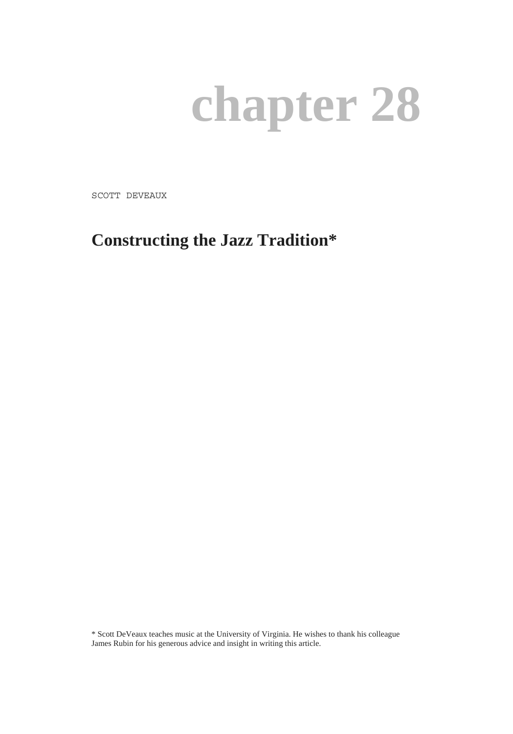# chapter 28

SCOTT DEVEAUX

## Constructing the Jazz Tradition*

* Scott DeVeaux teaches music at the University of Virginia. He wishes to thank his colleague James Rubin for his generous advice and insight in writing this article.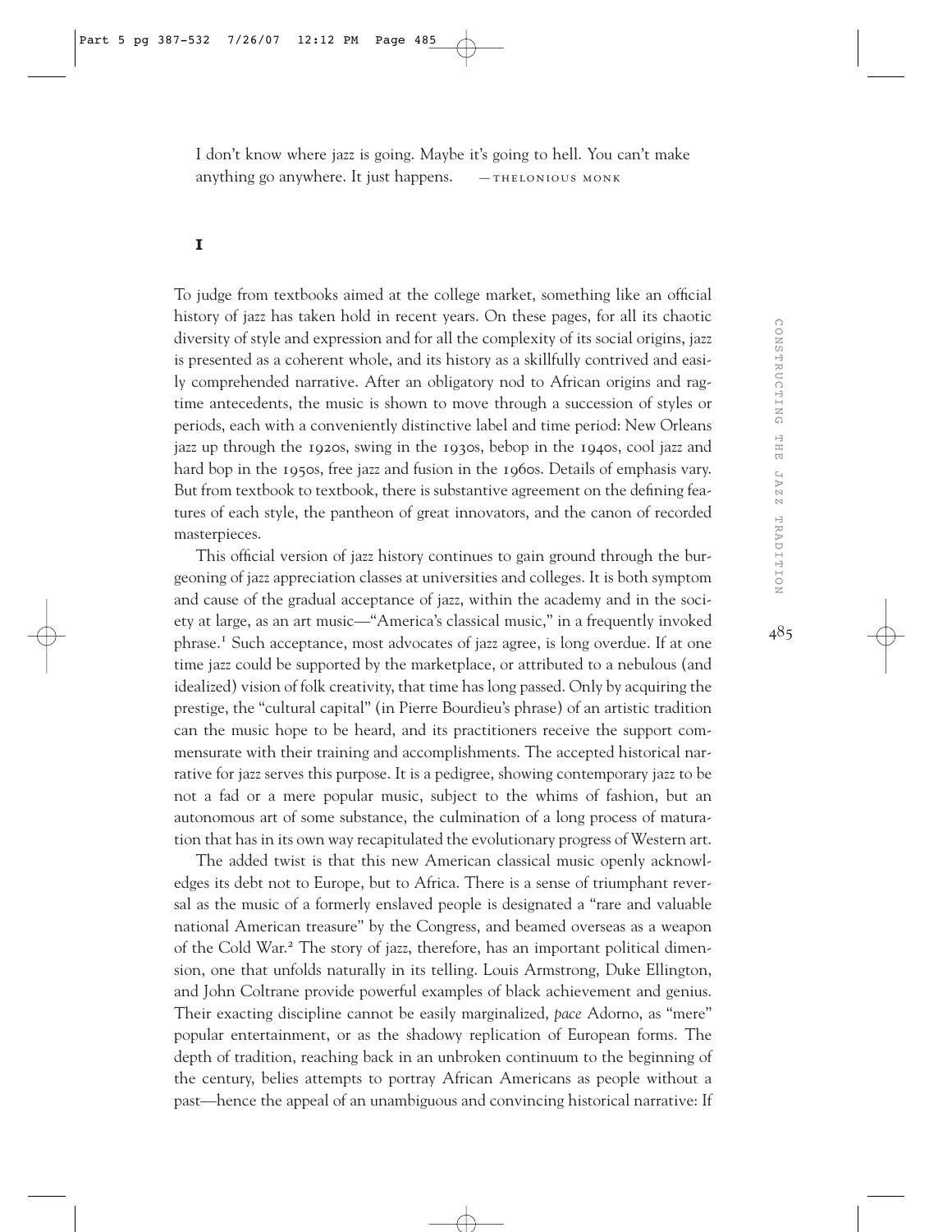I don't know where jazz is going. Maybe it's going to hell. You can't make anything go anywhere. It just happens. —THELONIOUS MONK

## I

To judge from textbooks aimed at the college market, something like an official history of jazz has taken hold in recent years. On these pages, for all its chaotic diversity of style and expression and for all the complexity of its social origins, jazz is presented as a coherent whole, and its history as a skillfully contrived and easily comprehended narrative. After an obligatory nod to African origins and ragtime antecedents, the music is shown to move through a succession of styles or periods, each with a conveniently distinctive label and time period: New Orleans jazz up through the 1920s, swing in the 1930s, bebop in the 1940s, cool jazz and hard bop in the 1950s, free jazz and fusion in the 1960s. Details of emphasis vary. But from textbook to textbook, there is substantive agreement on the defining features of each style, the pantheon of great innovators, and the canon of recorded masterpieces.

This official version of jazz history continues to gain ground through the burgeoning of jazz appreciation classes at universities and colleges. It is both symptom and cause of the gradual acceptance of jazz, within the academy and in the society at large, as an art music—"America's classical music," in a frequently invoked phrase.[1] Such acceptance, most advocates of jazz agree, is long overdue. If at one time jazz could be supported by the marketplace, or attributed to a nebulous (and idealized) vision of folk creativity, that time has long passed. Only by acquiring the prestige, the "cultural capital" (in Pierre Bourdieu's phrase) of an artistic tradition can the music hope to be heard, and its practitioners receive the support commensurate with their training and accomplishments. The accepted historical narrative for jazz serves this purpose. It is a pedigree, showing contemporary jazz to be not a fad or a mere popular music, subject to the whims of fashion, but an autonomous art of some substance, the culmination of a long process of maturation that has in its own way recapitulated the evolutionary progress of Western art.

The added twist is that this new American classical music openly acknowledges its debt not to Europe, but to Africa. There is a sense of triumphant reversal as the music of a formerly enslaved people is designated a "rare and valuable national American treasure" by the Congress, and beamed overseas as a weapon of the Cold War.[2] The story of jazz, therefore, has an important political dimension, one that unfolds naturally in its telling. Louis Armstrong, Duke Ellington, and John Coltrane provide powerful examples of black achievement and genius. Their exacting discipline cannot be easily marginalized, *pace* Adorno, as "mere" popular entertainment, or as the shadowy replication of European forms. The depth of tradition, reaching back in an unbroken continuum to the beginning of the century, belies attempts to portray African Americans as people without a past—hence the appeal of an unambiguous and convincing historical narrative: If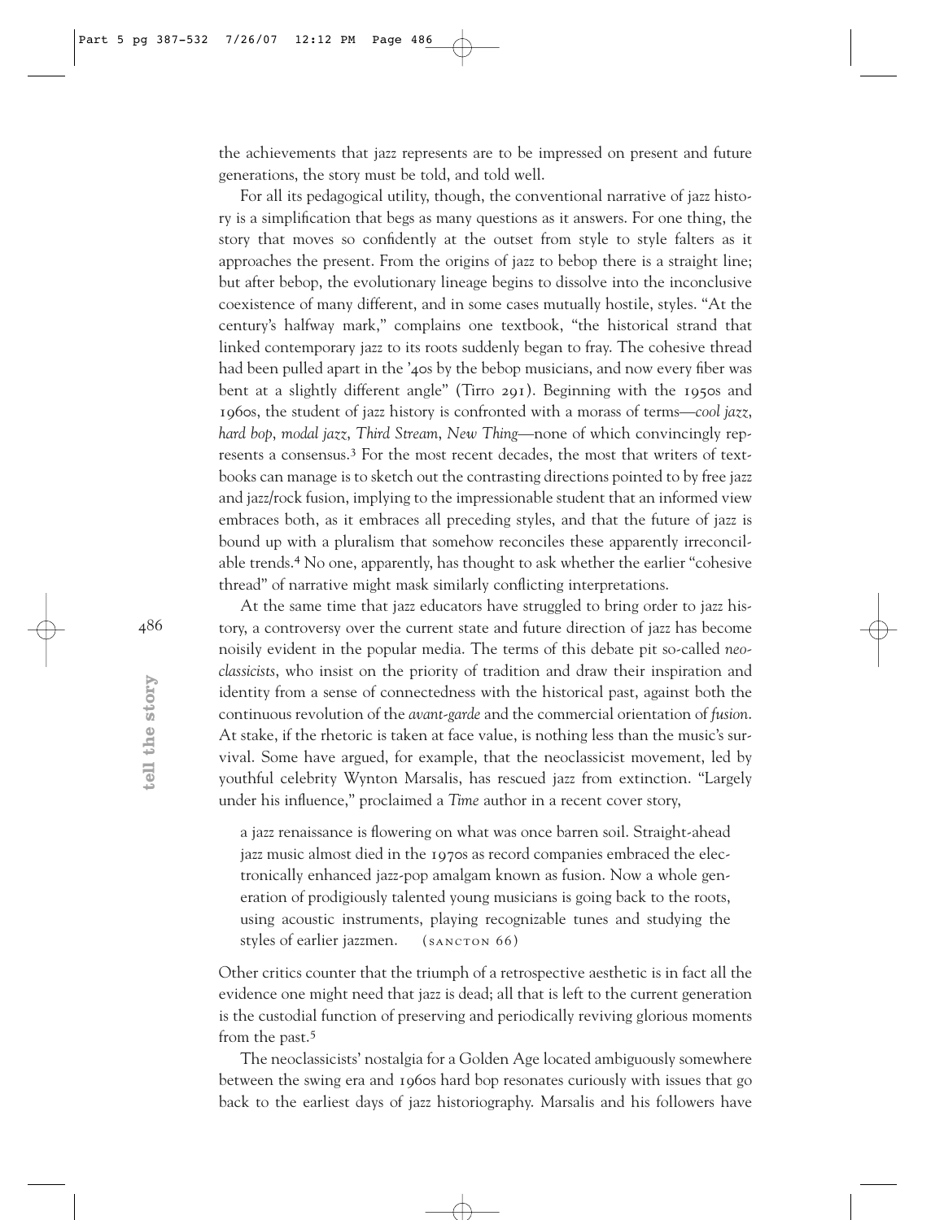the achievements that jazz represents are to be impressed on present and future generations, the story must be told, and told well.

For all its pedagogical utility, though, the conventional narrative of jazz history is a simplification that begs as many questions as it answers. For one thing, the story that moves so confidently at the outset from style to style falters as it approaches the present. From the origins of jazz to bebop there is a straight line; but after bebop, the evolutionary lineage begins to dissolve into the inconclusive coexistence of many different, and in some cases mutually hostile, styles. "At the century's halfway mark," complains one textbook, "the historical strand that linked contemporary jazz to its roots suddenly began to fray. The cohesive thread had been pulled apart in the '40s by the bebop musicians, and now every fiber was bent at a slightly different angle" (Tirro 291). Beginning with the 1950s and 1960s, the student of jazz history is confronted with a morass of terms—*cool jazz*, *hard bop*, *modal jazz*, *Third Stream*, *New Thing*—none of which convincingly represents a consensus.[3] For the most recent decades, the most that writers of textbooks can manage is to sketch out the contrasting directions pointed to by free jazz and jazz/rock fusion, implying to the impressionable student that an informed view embraces both, as it embraces all preceding styles, and that the future of jazz is bound up with a pluralism that somehow reconciles these apparently irreconcilable trends.[4] No one, apparently, has thought to ask whether the earlier "cohesive thread" of narrative might mask similarly conflicting interpretations.

At the same time that jazz educators have struggled to bring order to jazz history, a controversy over the current state and future direction of jazz has become noisily evident in the popular media. The terms of this debate pit so-called *neoclassicists*, who insist on the priority of tradition and draw their inspiration and identity from a sense of connectedness with the historical past, against both the continuous revolution of the *avant-garde* and the commercial orientation of *fusion*. At stake, if the rhetoric is taken at face value, is nothing less than the music's survival. Some have argued, for example, that the neoclassicist movement, led by youthful celebrity Wynton Marsalis, has rescued jazz from extinction. "Largely under his influence," proclaimed a *Time* author in a recent cover story,

> a jazz renaissance is flowering on what was once barren soil. Straight-ahead jazz music almost died in the 1970s as record companies embraced the electronically enhanced jazz-pop amalgam known as fusion. Now a whole generation of prodigiously talented young musicians is going back to the roots, using acoustic instruments, playing recognizable tunes and studying the styles of earlier jazzmen. (Sancton 66)

Other critics counter that the triumph of a retrospective aesthetic is in fact all the evidence one might need that jazz is dead; all that is left to the current generation is the custodial function of preserving and periodically reviving glorious moments from the past.[5]

The neoclassicists' nostalgia for a Golden Age located ambiguously somewhere between the swing era and 1960s hard bop resonates curiously with issues that go back to the earliest days of jazz historiography. Marsalis and his followers have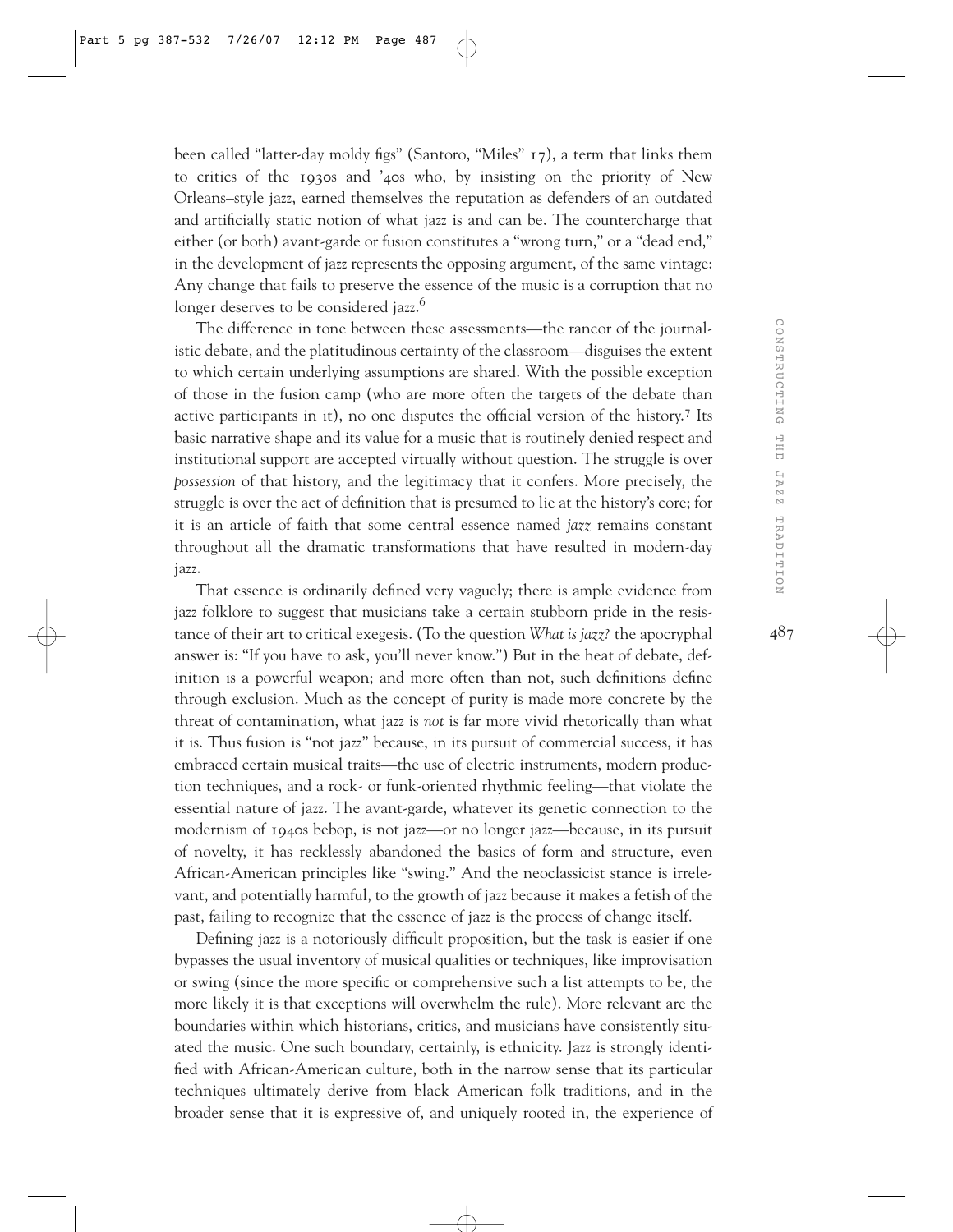been called "latter-day moldy figs" (Santoro, "Miles" 17), a term that links them to critics of the 1930s and '40s who, by insisting on the priority of New Orleans–style jazz, earned themselves the reputation as defenders of an outdated and artificially static notion of what jazz is and can be. The countercharge that either (or both) avant-garde or fusion constitutes a "wrong turn," or a "dead end," in the development of jazz represents the opposing argument, of the same vintage: Any change that fails to preserve the essence of the music is a corruption that no longer deserves to be considered jazz.[6]

The difference in tone between these assessments—the rancor of the journalistic debate, and the platitudinous certainty of the classroom—disguises the extent to which certain underlying assumptions are shared. With the possible exception of those in the fusion camp (who are more often the targets of the debate than active participants in it), no one disputes the official version of the history.[7] Its basic narrative shape and its value for a music that is routinely denied respect and institutional support are accepted virtually without question. The struggle is over *possession* of that history, and the legitimacy that it confers. More precisely, the struggle is over the act of definition that is presumed to lie at the history's core; for it is an article of faith that some central essence named *jazz* remains constant throughout all the dramatic transformations that have resulted in modern-day jazz.

That essence is ordinarily defined very vaguely; there is ample evidence from jazz folklore to suggest that musicians take a certain stubborn pride in the resistance of their art to critical exegesis. (To the question *What is jazz?* the apocryphal answer is: "If you have to ask, you'll never know.") But in the heat of debate, definition is a powerful weapon; and more often than not, such definitions define through exclusion. Much as the concept of purity is made more concrete by the threat of contamination, what jazz is *not* is far more vivid rhetorically than what it is. Thus fusion is "not jazz" because, in its pursuit of commercial success, it has embraced certain musical traits—the use of electric instruments, modern production techniques, and a rock- or funk-oriented rhythmic feeling—that violate the essential nature of jazz. The avant-garde, whatever its genetic connection to the modernism of 1940s bebop, is not jazz—or no longer jazz—because, in its pursuit of novelty, it has recklessly abandoned the basics of form and structure, even African-American principles like "swing." And the neoclassicist stance is irrelevant, and potentially harmful, to the growth of jazz because it makes a fetish of the past, failing to recognize that the essence of jazz is the process of change itself.

Defining jazz is a notoriously difficult proposition, but the task is easier if one bypasses the usual inventory of musical qualities or techniques, like improvisation or swing (since the more specific or comprehensive such a list attempts to be, the more likely it is that exceptions will overwhelm the rule). More relevant are the boundaries within which historians, critics, and musicians have consistently situated the music. One such boundary, certainly, is ethnicity. Jazz is strongly identified with African-American culture, both in the narrow sense that its particular techniques ultimately derive from black American folk traditions, and in the broader sense that it is expressive of, and uniquely rooted in, the experience of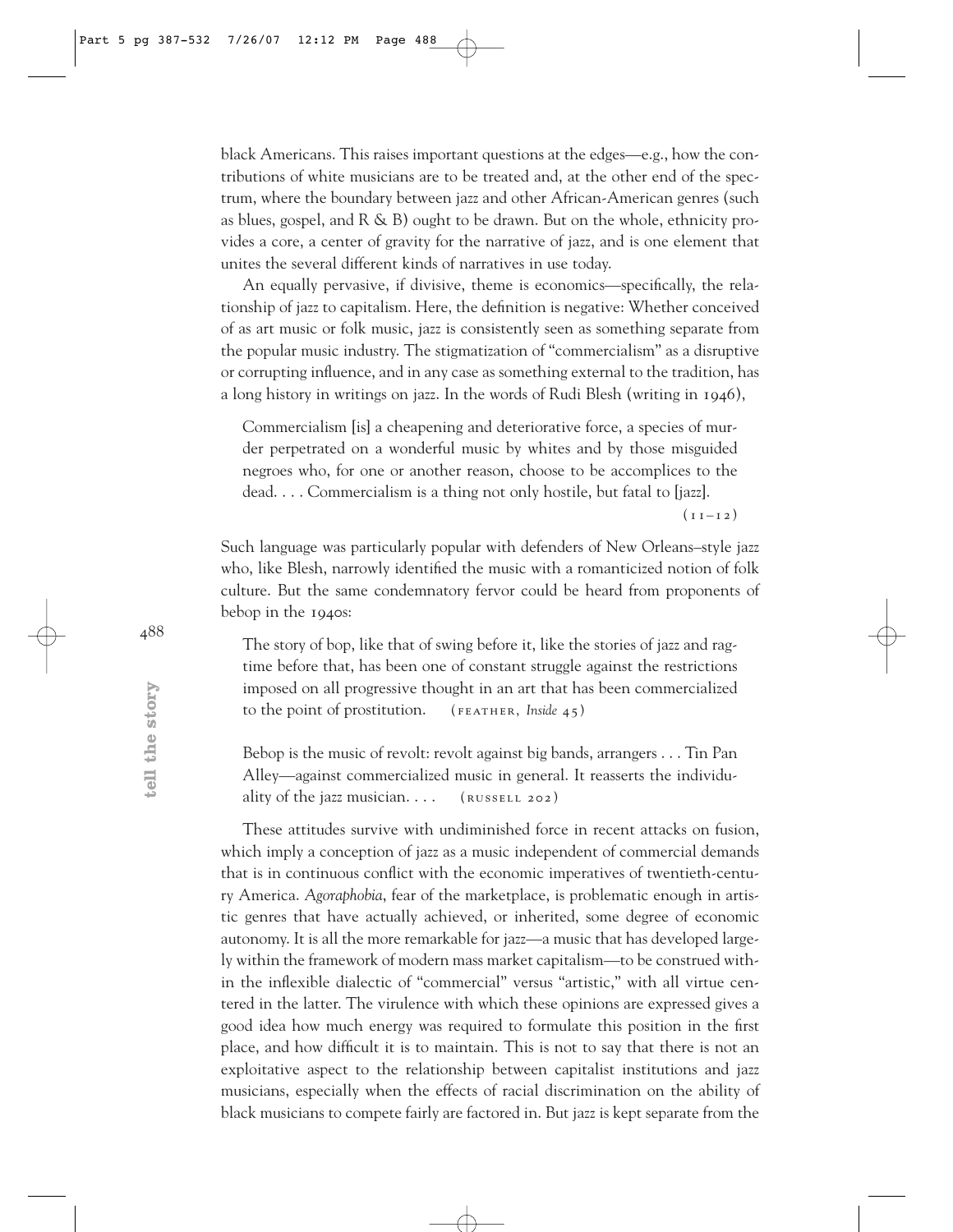black Americans. This raises important questions at the edges—e.g., how the contributions of white musicians are to be treated and, at the other end of the spectrum, where the boundary between jazz and other African-American genres (such as blues, gospel, and R & B) ought to be drawn. But on the whole, ethnicity provides a core, a center of gravity for the narrative of jazz, and is one element that unites the several different kinds of narratives in use today.

An equally pervasive, if divisive, theme is economics—specifically, the relationship of jazz to capitalism. Here, the definition is negative: Whether conceived of as art music or folk music, jazz is consistently seen as something separate from the popular music industry. The stigmatization of "commercialism" as a disruptive or corrupting influence, and in any case as something external to the tradition, has a long history in writings on jazz. In the words of Rudi Blesh (writing in 1946),

> Commercialism [is] a cheapening and deteriorative force, a species of murder perpetrated on a wonderful music by whites and by those misguided negroes who, for one or another reason, choose to be accomplices to the dead. . . . Commercialism is a thing not only hostile, but fatal to [jazz]. (11–12)

Such language was particularly popular with defenders of New Orleans–style jazz who, like Blesh, narrowly identified the music with a romanticized notion of folk culture. But the same condemnatory fervor could be heard from proponents of bebop in the 1940s:

> The story of bop, like that of swing before it, like the stories of jazz and ragtime before that, has been one of constant struggle against the restrictions imposed on all progressive thought in an art that has been commercialized to the point of prostitution. (FEATHER, *Inside* 45)

> Bebop is the music of revolt: revolt against big bands, arrangers . . . Tin Pan Alley—against commercialized music in general. It reasserts the individuality of the jazz musician. . . . (RUSSELL 202)

These attitudes survive with undiminished force in recent attacks on fusion, which imply a conception of jazz as a music independent of commercial demands that is in continuous conflict with the economic imperatives of twentieth-century America. *Agoraphobia*, fear of the marketplace, is problematic enough in artistic genres that have actually achieved, or inherited, some degree of economic autonomy. It is all the more remarkable for jazz—a music that has developed largely within the framework of modern mass market capitalism—to be construed within the inflexible dialectic of "commercial" versus "artistic," with all virtue centered in the latter. The virulence with which these opinions are expressed gives a good idea how much energy was required to formulate this position in the first place, and how difficult it is to maintain. This is not to say that there is not an exploitative aspect to the relationship between capitalist institutions and jazz musicians, especially when the effects of racial discrimination on the ability of black musicians to compete fairly are factored in. But jazz is kept separate from the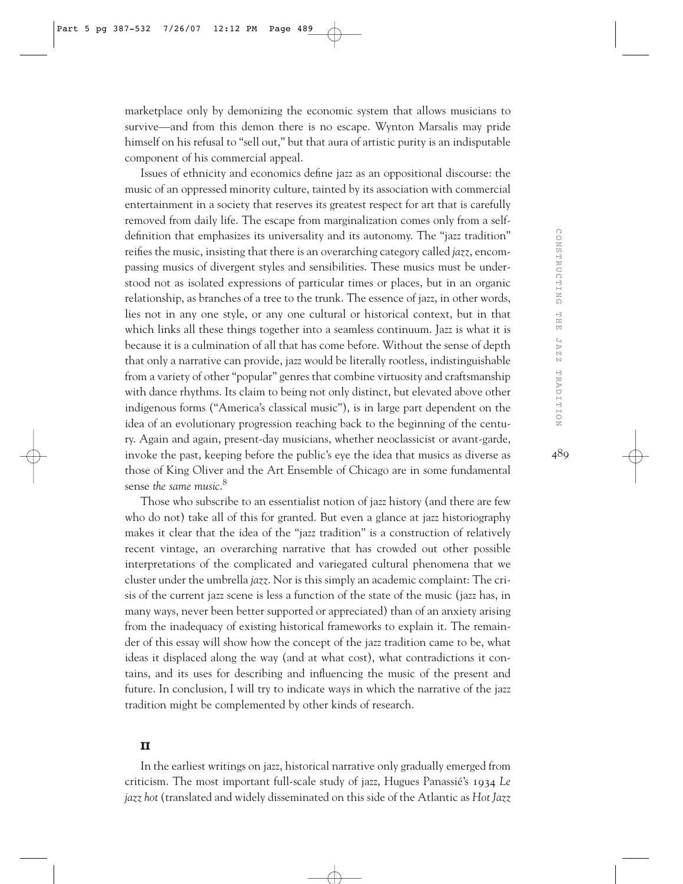marketplace only by demonizing the economic system that allows musicians to survive—and from this demon there is no escape. Wynton Marsalis may pride himself on his refusal to "sell out," but that aura of artistic purity is an indisputable component of his commercial appeal.

Issues of ethnicity and economics define jazz as an oppositional discourse: the music of an oppressed minority culture, tainted by its association with commercial entertainment in a society that reserves its greatest respect for art that is carefully removed from daily life. The escape from marginalization comes only from a self-definition that emphasizes its universality and its autonomy. The "jazz tradition" reifies the music, insisting that there is an overarching category called *jazz*, encompassing musics of divergent styles and sensibilities. These musics must be understood not as isolated expressions of particular times or places, but in an organic relationship, as branches of a tree to the trunk. The essence of jazz, in other words, lies not in any one style, or any one cultural or historical context, but in that which links all these things together into a seamless continuum. Jazz is what it is because it is a culmination of all that has come before. Without the sense of depth that only a narrative can provide, jazz would be literally rootless, indistinguishable from a variety of other "popular" genres that combine virtuosity and craftsmanship with dance rhythms. Its claim to being not only distinct, but elevated above other indigenous forms ("America's classical music"), is in large part dependent on the idea of an evolutionary progression reaching back to the beginning of the century. Again and again, present-day musicians, whether neoclassicist or avant-garde, invoke the past, keeping before the public's eye the idea that musics as diverse as those of King Oliver and the Art Ensemble of Chicago are in some fundamental sense *the same music*.[8]

Those who subscribe to an essentialist notion of jazz history (and there are few who do not) take all of this for granted. But even a glance at jazz historiography makes it clear that the idea of the "jazz tradition" is a construction of relatively recent vintage, an overarching narrative that has crowded out other possible interpretations of the complicated and variegated cultural phenomena that we cluster under the umbrella *jazz*. Nor is this simply an academic complaint: The crisis of the current jazz scene is less a function of the state of the music (jazz has, in many ways, never been better supported or appreciated) than of an anxiety arising from the inadequacy of existing historical frameworks to explain it. The remainder of this essay will show how the concept of the jazz tradition came to be, what ideas it displaced along the way (and at what cost), what contradictions it contains, and its uses for describing and influencing the music of the present and future. In conclusion, I will try to indicate ways in which the narrative of the jazz tradition might be complemented by other kinds of research.

## II

In the earliest writings on jazz, historical narrative only gradually emerged from criticism. The most important full-scale study of jazz, Hugues Panassié's 1934 *Le jazz hot* (translated and widely disseminated on this side of the Atlantic as *Hot Jazz*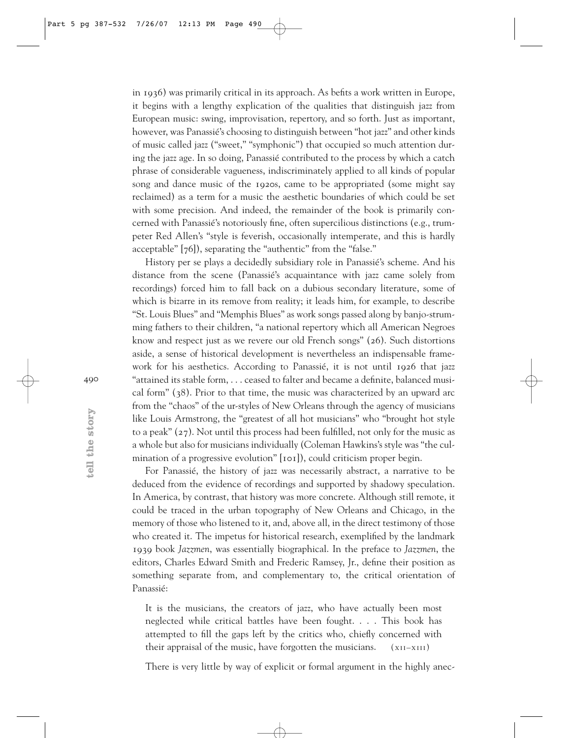in 1936) was primarily critical in its approach. As befits a work written in Europe, it begins with a lengthy explication of the qualities that distinguish jazz from European music: swing, improvisation, repertory, and so forth. Just as important, however, was Panassié's choosing to distinguish between "hot jazz" and other kinds of music called jazz ("sweet," "symphonic") that occupied so much attention during the jazz age. In so doing, Panassié contributed to the process by which a catch phrase of considerable vagueness, indiscriminately applied to all kinds of popular song and dance music of the 1920s, came to be appropriated (some might say reclaimed) as a term for a music the aesthetic boundaries of which could be set with some precision. And indeed, the remainder of the book is primarily concerned with Panassié's notoriously fine, often supercilious distinctions (e.g., trumpeter Red Allen's "style is feverish, occasionally intemperate, and this is hardly acceptable" [76]), separating the "authentic" from the "false."

History per se plays a decidedly subsidiary role in Panassié's scheme. And his distance from the scene (Panassié's acquaintance with jazz came solely from recordings) forced him to fall back on a dubious secondary literature, some of which is bizarre in its remove from reality; it leads him, for example, to describe "St. Louis Blues" and "Memphis Blues" as work songs passed along by banjo-strumming fathers to their children, "a national repertory which all American Negroes know and respect just as we revere our old French songs" (26). Such distortions aside, a sense of historical development is nevertheless an indispensable framework for his aesthetics. According to Panassié, it is not until 1926 that jazz "attained its stable form, . . . ceased to falter and became a definite, balanced musical form" (38). Prior to that time, the music was characterized by an upward arc from the "chaos" of the ur-styles of New Orleans through the agency of musicians like Louis Armstrong, the "greatest of all hot musicians" who "brought hot style to a peak" (27). Not until this process had been fulfilled, not only for the music as a whole but also for musicians individually (Coleman Hawkins's style was "the culmination of a progressive evolution" [101]), could criticism proper begin.

For Panassié, the history of jazz was necessarily abstract, a narrative to be deduced from the evidence of recordings and supported by shadowy speculation. In America, by contrast, that history was more concrete. Although still remote, it could be traced in the urban topography of New Orleans and Chicago, in the memory of those who listened to it, and, above all, in the direct testimony of those who created it. The impetus for historical research, exemplified by the landmark 1939 book *Jazzmen*, was essentially biographical. In the preface to *Jazzmen*, the editors, Charles Edward Smith and Frederic Ramsey, Jr., define their position as something separate from, and complementary to, the critical orientation of Panassié:

> It is the musicians, the creators of jazz, who have actually been most neglected while critical battles have been fought. . . . This book has attempted to fill the gaps left by the critics who, chiefly concerned with their appraisal of the music, have forgotten the musicians. (XII–XIII)

There is very little by way of explicit or formal argument in the highly anec-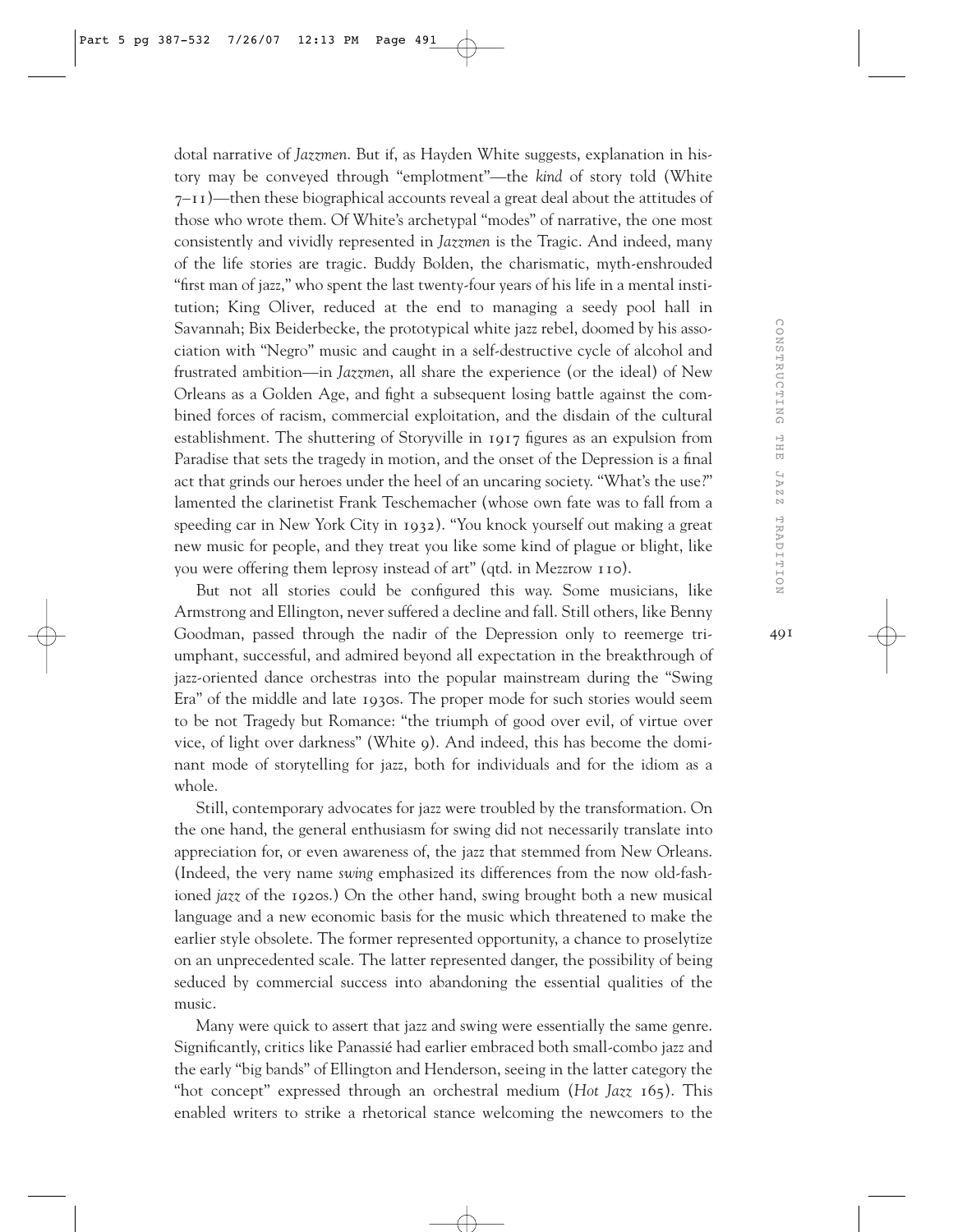dotal narrative of *Jazzmen*. But if, as Hayden White suggests, explanation in history may be conveyed through "emplotment"—the *kind* of story told (White 7–11)—then these biographical accounts reveal a great deal about the attitudes of those who wrote them. Of White's archetypal "modes" of narrative, the one most consistently and vividly represented in *Jazzmen* is the Tragic. And indeed, many of the life stories are tragic. Buddy Bolden, the charismatic, myth-enshrouded "first man of jazz," who spent the last twenty-four years of his life in a mental institution; King Oliver, reduced at the end to managing a seedy pool hall in Savannah; Bix Beiderbecke, the prototypical white jazz rebel, doomed by his association with "Negro" music and caught in a self-destructive cycle of alcohol and frustrated ambition—in *Jazzmen*, all share the experience (or the ideal) of New Orleans as a Golden Age, and fight a subsequent losing battle against the combined forces of racism, commercial exploitation, and the disdain of the cultural establishment. The shuttering of Storyville in 1917 figures as an expulsion from Paradise that sets the tragedy in motion, and the onset of the Depression is a final act that grinds our heroes under the heel of an uncaring society. "What's the use?" lamented the clarinetist Frank Teschemacher (whose own fate was to fall from a speeding car in New York City in 1932). "You knock yourself out making a great new music for people, and they treat you like some kind of plague or blight, like you were offering them leprosy instead of art" (qtd. in Mezzrow 110).

But not all stories could be configured this way. Some musicians, like Armstrong and Ellington, never suffered a decline and fall. Still others, like Benny Goodman, passed through the nadir of the Depression only to reemerge triumphant, successful, and admired beyond all expectation in the breakthrough of jazz-oriented dance orchestras into the popular mainstream during the "Swing Era" of the middle and late 1930s. The proper mode for such stories would seem to be not Tragedy but Romance: "the triumph of good over evil, of virtue over vice, of light over darkness" (White 9). And indeed, this has become the dominant mode of storytelling for jazz, both for individuals and for the idiom as a whole.

Still, contemporary advocates for jazz were troubled by the transformation. On the one hand, the general enthusiasm for swing did not necessarily translate into appreciation for, or even awareness of, the jazz that stemmed from New Orleans. (Indeed, the very name *swing* emphasized its differences from the now old-fashioned *jazz* of the 1920s.) On the other hand, swing brought both a new musical language and a new economic basis for the music which threatened to make the earlier style obsolete. The former represented opportunity, a chance to proselytize on an unprecedented scale. The latter represented danger, the possibility of being seduced by commercial success into abandoning the essential qualities of the music.

Many were quick to assert that jazz and swing were essentially the same genre. Significantly, critics like Panassié had earlier embraced both small-combo jazz and the early "big bands" of Ellington and Henderson, seeing in the latter category the "hot concept" expressed through an orchestral medium (*Hot Jazz* 165). This enabled writers to strike a rhetorical stance welcoming the newcomers to the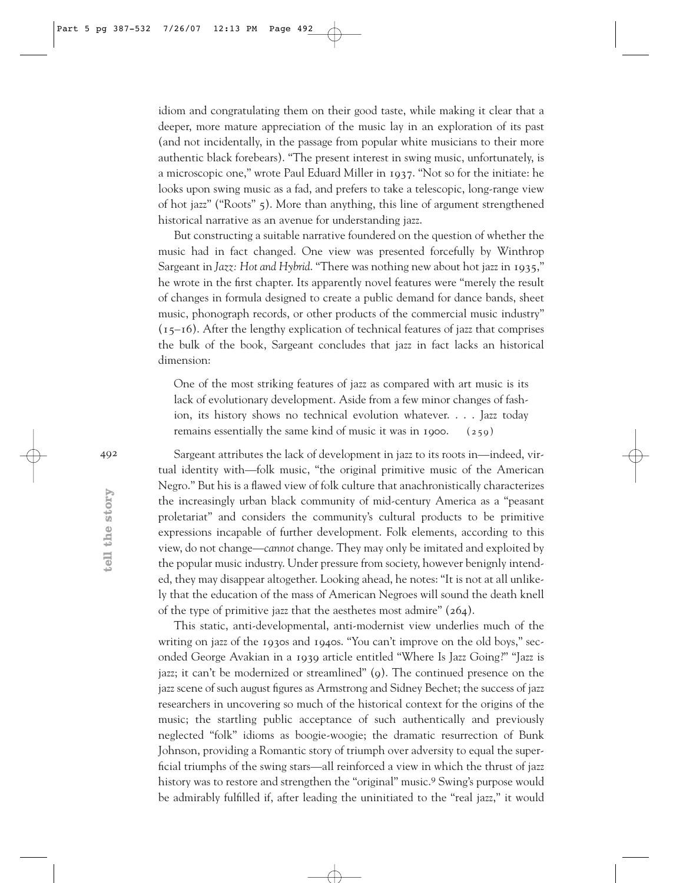idiom and congratulating them on their good taste, while making it clear that a deeper, more mature appreciation of the music lay in an exploration of its past (and not incidentally, in the passage from popular white musicians to their more authentic black forebears). "The present interest in swing music, unfortunately, is a microscopic one," wrote Paul Eduard Miller in 1937. "Not so for the initiate: he looks upon swing music as a fad, and prefers to take a telescopic, long-range view of hot jazz" ("Roots" 5). More than anything, this line of argument strengthened historical narrative as an avenue for understanding jazz.

But constructing a suitable narrative foundered on the question of whether the music had in fact changed. One view was presented forcefully by Winthrop Sargeant in *Jazz: Hot and Hybrid*. "There was nothing new about hot jazz in 1935," he wrote in the first chapter. Its apparently novel features were "merely the result of changes in formula designed to create a public demand for dance bands, sheet music, phonograph records, or other products of the commercial music industry" (15–16). After the lengthy explication of technical features of jazz that comprises the bulk of the book, Sargeant concludes that jazz in fact lacks an historical dimension:

> One of the most striking features of jazz as compared with art music is its lack of evolutionary development. Aside from a few minor changes of fashion, its history shows no technical evolution whatever. . . . Jazz today remains essentially the same kind of music it was in 1900. (259)

Sargeant attributes the lack of development in jazz to its roots in—indeed, virtual identity with—folk music, "the original primitive music of the American Negro." But his is a flawed view of folk culture that anachronistically characterizes the increasingly urban black community of mid-century America as a "peasant proletariat" and considers the community's cultural products to be primitive expressions incapable of further development. Folk elements, according to this view, do not change—*cannot* change. They may only be imitated and exploited by the popular music industry. Under pressure from society, however benignly intended, they may disappear altogether. Looking ahead, he notes: "It is not at all unlikely that the education of the mass of American Negroes will sound the death knell of the type of primitive jazz that the aesthetes most admire" (264).

This static, anti-developmental, anti-modernist view underlies much of the writing on jazz of the 1930s and 1940s. "You can't improve on the old boys," seconded George Avakian in a 1939 article entitled "Where Is Jazz Going?" "Jazz is jazz; it can't be modernized or streamlined" (9). The continued presence on the jazz scene of such august figures as Armstrong and Sidney Bechet; the success of jazz researchers in uncovering so much of the historical context for the origins of the music; the startling public acceptance of such authentically and previously neglected "folk" idioms as boogie-woogie; the dramatic resurrection of Bunk Johnson, providing a Romantic story of triumph over adversity to equal the superficial triumphs of the swing stars—all reinforced a view in which the thrust of jazz history was to restore and strengthen the "original" music.[9] Swing's purpose would be admirably fulfilled if, after leading the uninitiated to the "real jazz," it would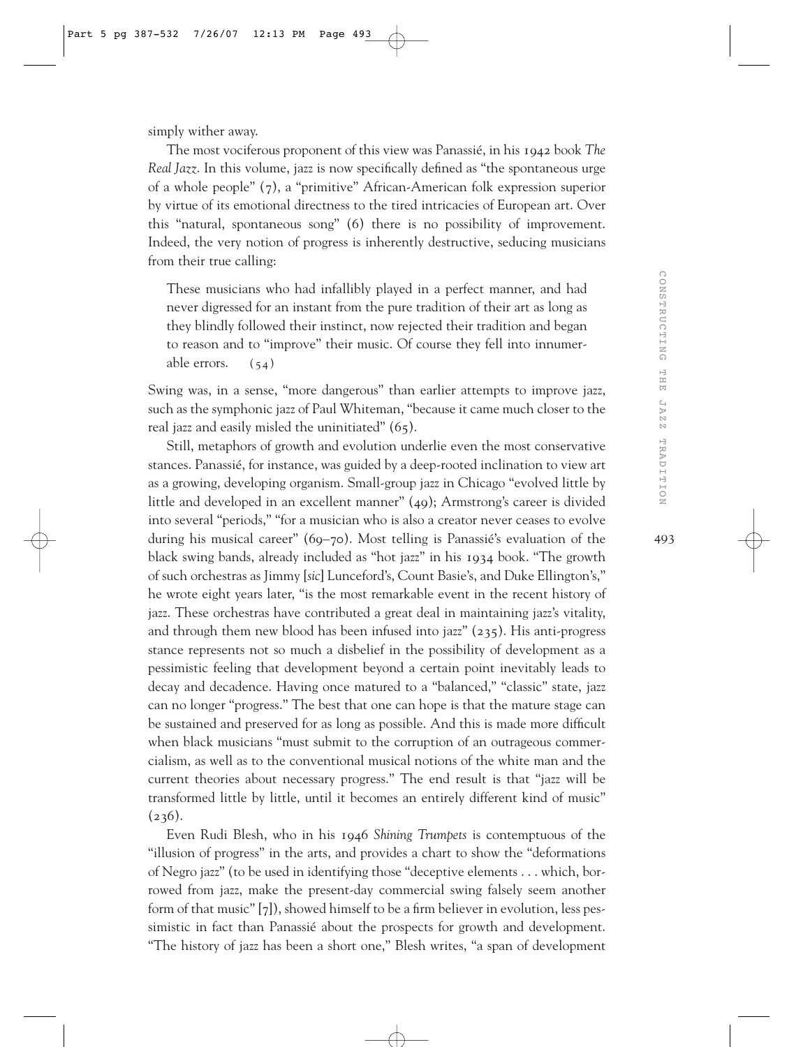simply wither away.

The most vociferous proponent of this view was Panassié, in his 1942 book *The Real Jazz*. In this volume, jazz is now specifically defined as "the spontaneous urge of a whole people" (7), a "primitive" African-American folk expression superior by virtue of its emotional directness to the tired intricacies of European art. Over this "natural, spontaneous song" (6) there is no possibility of improvement. Indeed, the very notion of progress is inherently destructive, seducing musicians from their true calling:

> These musicians who had infallibly played in a perfect manner, and had never digressed for an instant from the pure tradition of their art as long as they blindly followed their instinct, now rejected their tradition and began to reason and to "improve" their music. Of course they fell into innumerable errors. (54)

Swing was, in a sense, "more dangerous" than earlier attempts to improve jazz, such as the symphonic jazz of Paul Whiteman, "because it came much closer to the real jazz and easily misled the uninitiated" (65).

Still, metaphors of growth and evolution underlie even the most conservative stances. Panassié, for instance, was guided by a deep-rooted inclination to view art as a growing, developing organism. Small-group jazz in Chicago "evolved little by little and developed in an excellent manner" (49); Armstrong's career is divided into several "periods," "for a musician who is also a creator never ceases to evolve during his musical career" (69–70). Most telling is Panassié's evaluation of the black swing bands, already included as "hot jazz" in his 1934 book. "The growth of such orchestras as Jimmy [*sic*] Lunceford's, Count Basie's, and Duke Ellington's," he wrote eight years later, "is the most remarkable event in the recent history of jazz. These orchestras have contributed a great deal in maintaining jazz's vitality, and through them new blood has been infused into jazz" (235). His anti-progress stance represents not so much a disbelief in the possibility of development as a pessimistic feeling that development beyond a certain point inevitably leads to decay and decadence. Having once matured to a "balanced," "classic" state, jazz can no longer "progress." The best that one can hope is that the mature stage can be sustained and preserved for as long as possible. And this is made more difficult when black musicians "must submit to the corruption of an outrageous commercialism, as well as to the conventional musical notions of the white man and the current theories about necessary progress." The end result is that "jazz will be transformed little by little, until it becomes an entirely different kind of music" (236).

Even Rudi Blesh, who in his 1946 *Shining Trumpets* is contemptuous of the "illusion of progress" in the arts, and provides a chart to show the "deformations of Negro jazz" (to be used in identifying those "deceptive elements . . . which, borrowed from jazz, make the present-day commercial swing falsely seem another form of that music" [7]), showed himself to be a firm believer in evolution, less pessimistic in fact than Panassié about the prospects for growth and development. "The history of jazz has been a short one," Blesh writes, "a span of development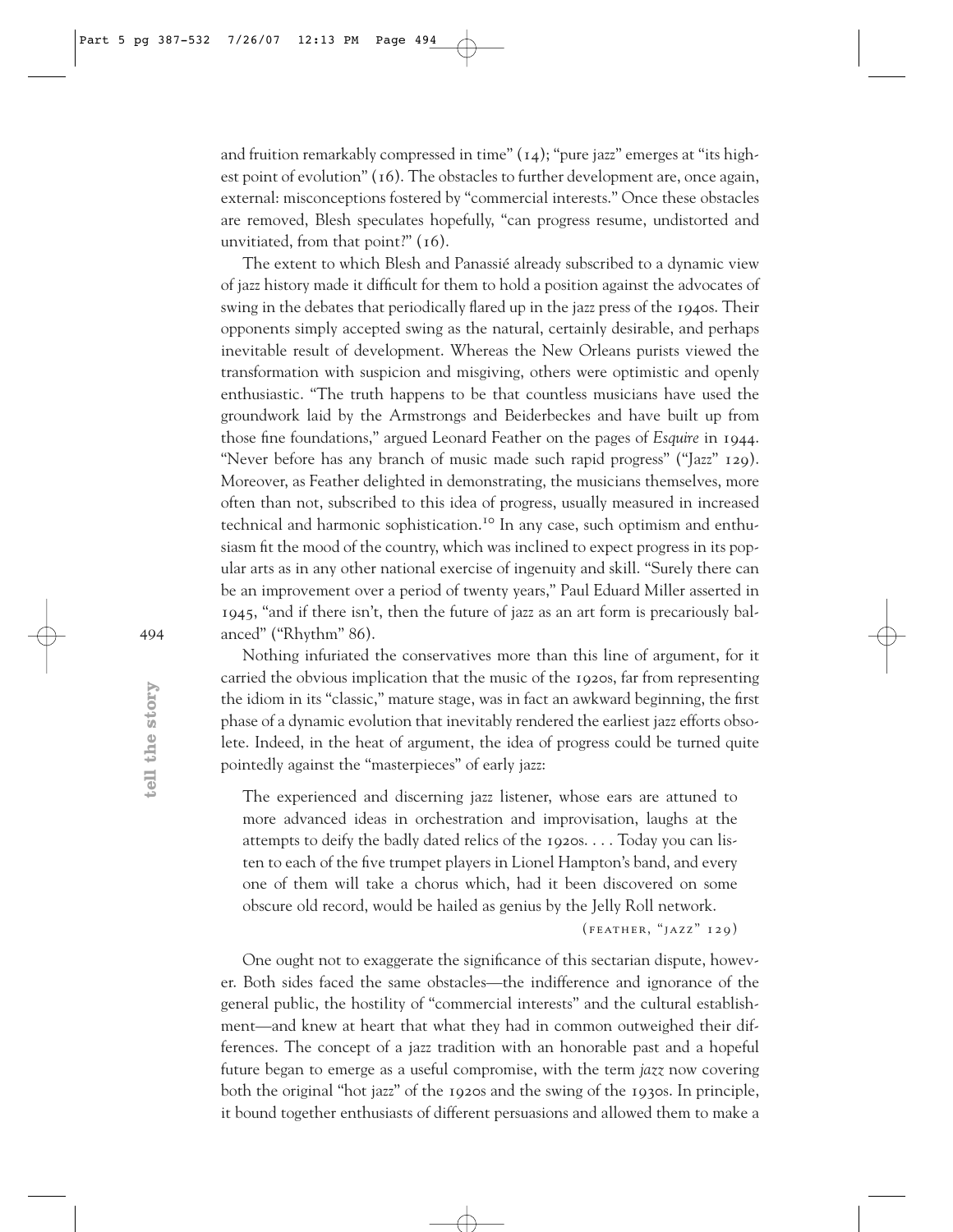and fruition remarkably compressed in time" (14); "pure jazz" emerges at "its highest point of evolution" (16). The obstacles to further development are, once again, external: misconceptions fostered by "commercial interests." Once these obstacles are removed, Blesh speculates hopefully, "can progress resume, undistorted and unvitiated, from that point?" (16).

The extent to which Blesh and Panassié already subscribed to a dynamic view of jazz history made it difficult for them to hold a position against the advocates of swing in the debates that periodically flared up in the jazz press of the 1940s. Their opponents simply accepted swing as the natural, certainly desirable, and perhaps inevitable result of development. Whereas the New Orleans purists viewed the transformation with suspicion and misgiving, others were optimistic and openly enthusiastic. "The truth happens to be that countless musicians have used the groundwork laid by the Armstrongs and Beiderbeckes and have built up from those fine foundations," argued Leonard Feather on the pages of *Esquire* in 1944. "Never before has any branch of music made such rapid progress" ("Jazz" 129). Moreover, as Feather delighted in demonstrating, the musicians themselves, more often than not, subscribed to this idea of progress, usually measured in increased technical and harmonic sophistication.[10] In any case, such optimism and enthusiasm fit the mood of the country, which was inclined to expect progress in its popular arts as in any other national exercise of ingenuity and skill. "Surely there can be an improvement over a period of twenty years," Paul Eduard Miller asserted in 1945, "and if there isn't, then the future of jazz as an art form is precariously balanced" ("Rhythm" 86).

Nothing infuriated the conservatives more than this line of argument, for it carried the obvious implication that the music of the 1920s, far from representing the idiom in its "classic," mature stage, was in fact an awkward beginning, the first phase of a dynamic evolution that inevitably rendered the earliest jazz efforts obsolete. Indeed, in the heat of argument, the idea of progress could be turned quite pointedly against the "masterpieces" of early jazz:

> The experienced and discerning jazz listener, whose ears are attuned to more advanced ideas in orchestration and improvisation, laughs at the attempts to deify the badly dated relics of the 1920s. . . . Today you can listen to each of the five trumpet players in Lionel Hampton's band, and every one of them will take a chorus which, had it been discovered on some obscure old record, would be hailed as genius by the Jelly Roll network.
>
> (Feather, "Jazz" 129)

One ought not to exaggerate the significance of this sectarian dispute, however. Both sides faced the same obstacles—the indifference and ignorance of the general public, the hostility of "commercial interests" and the cultural establishment—and knew at heart that what they had in common outweighed their differences. The concept of a jazz tradition with an honorable past and a hopeful future began to emerge as a useful compromise, with the term *jazz* now covering both the original "hot jazz" of the 1920s and the swing of the 1930s. In principle, it bound together enthusiasts of different persuasions and allowed them to make a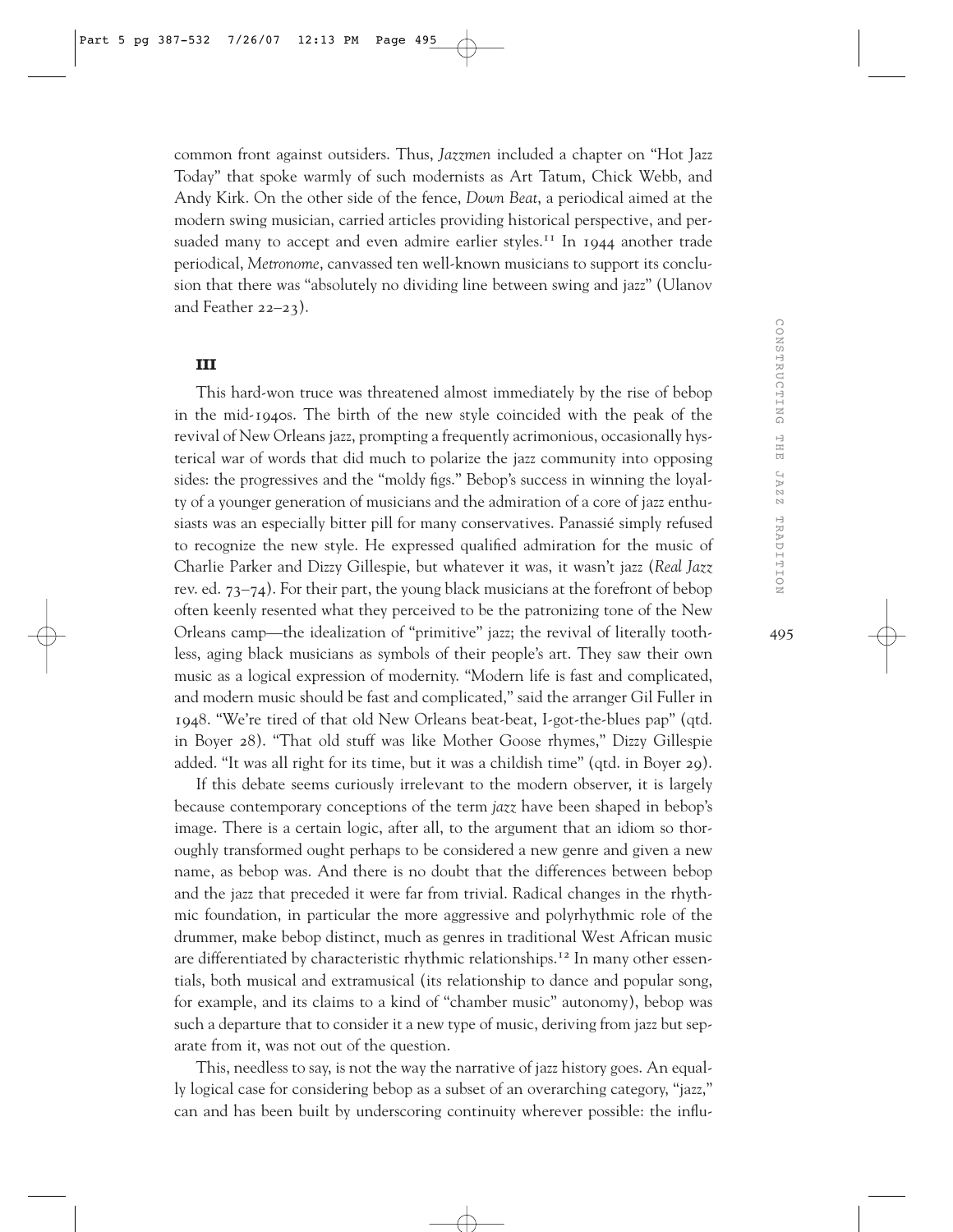common front against outsiders. Thus, *Jazzmen* included a chapter on "Hot Jazz Today" that spoke warmly of such modernists as Art Tatum, Chick Webb, and Andy Kirk. On the other side of the fence, *Down Beat*, a periodical aimed at the modern swing musician, carried articles providing historical perspective, and persuaded many to accept and even admire earlier styles.[11] In 1944 another trade periodical, *Metronome*, canvassed ten well-known musicians to support its conclusion that there was "absolutely no dividing line between swing and jazz" (Ulanov and Feather 22–23).

## III

This hard-won truce was threatened almost immediately by the rise of bebop in the mid-1940s. The birth of the new style coincided with the peak of the revival of New Orleans jazz, prompting a frequently acrimonious, occasionally hysterical war of words that did much to polarize the jazz community into opposing sides: the progressives and the "moldy figs." Bebop's success in winning the loyalty of a younger generation of musicians and the admiration of a core of jazz enthusiasts was an especially bitter pill for many conservatives. Panassié simply refused to recognize the new style. He expressed qualified admiration for the music of Charlie Parker and Dizzy Gillespie, but whatever it was, it wasn't jazz (*Real Jazz* rev. ed. 73–74). For their part, the young black musicians at the forefront of bebop often keenly resented what they perceived to be the patronizing tone of the New Orleans camp—the idealization of "primitive" jazz; the revival of literally toothless, aging black musicians as symbols of their people's art. They saw their own music as a logical expression of modernity. "Modern life is fast and complicated, and modern music should be fast and complicated," said the arranger Gil Fuller in 1948. "We're tired of that old New Orleans beat-beat, I-got-the-blues pap" (qtd. in Boyer 28). "That old stuff was like Mother Goose rhymes," Dizzy Gillespie added. "It was all right for its time, but it was a childish time" (qtd. in Boyer 29).

If this debate seems curiously irrelevant to the modern observer, it is largely because contemporary conceptions of the term *jazz* have been shaped in bebop's image. There is a certain logic, after all, to the argument that an idiom so thoroughly transformed ought perhaps to be considered a new genre and given a new name, as bebop was. And there is no doubt that the differences between bebop and the jazz that preceded it were far from trivial. Radical changes in the rhythmic foundation, in particular the more aggressive and polyrhythmic role of the drummer, make bebop distinct, much as genres in traditional West African music are differentiated by characteristic rhythmic relationships.[12] In many other essentials, both musical and extramusical (its relationship to dance and popular song, for example, and its claims to a kind of "chamber music" autonomy), bebop was such a departure that to consider it a new type of music, deriving from jazz but separate from it, was not out of the question.

This, needless to say, is not the way the narrative of jazz history goes. An equally logical case for considering bebop as a subset of an overarching category, "jazz," can and has been built by underscoring continuity wherever possible: the influ-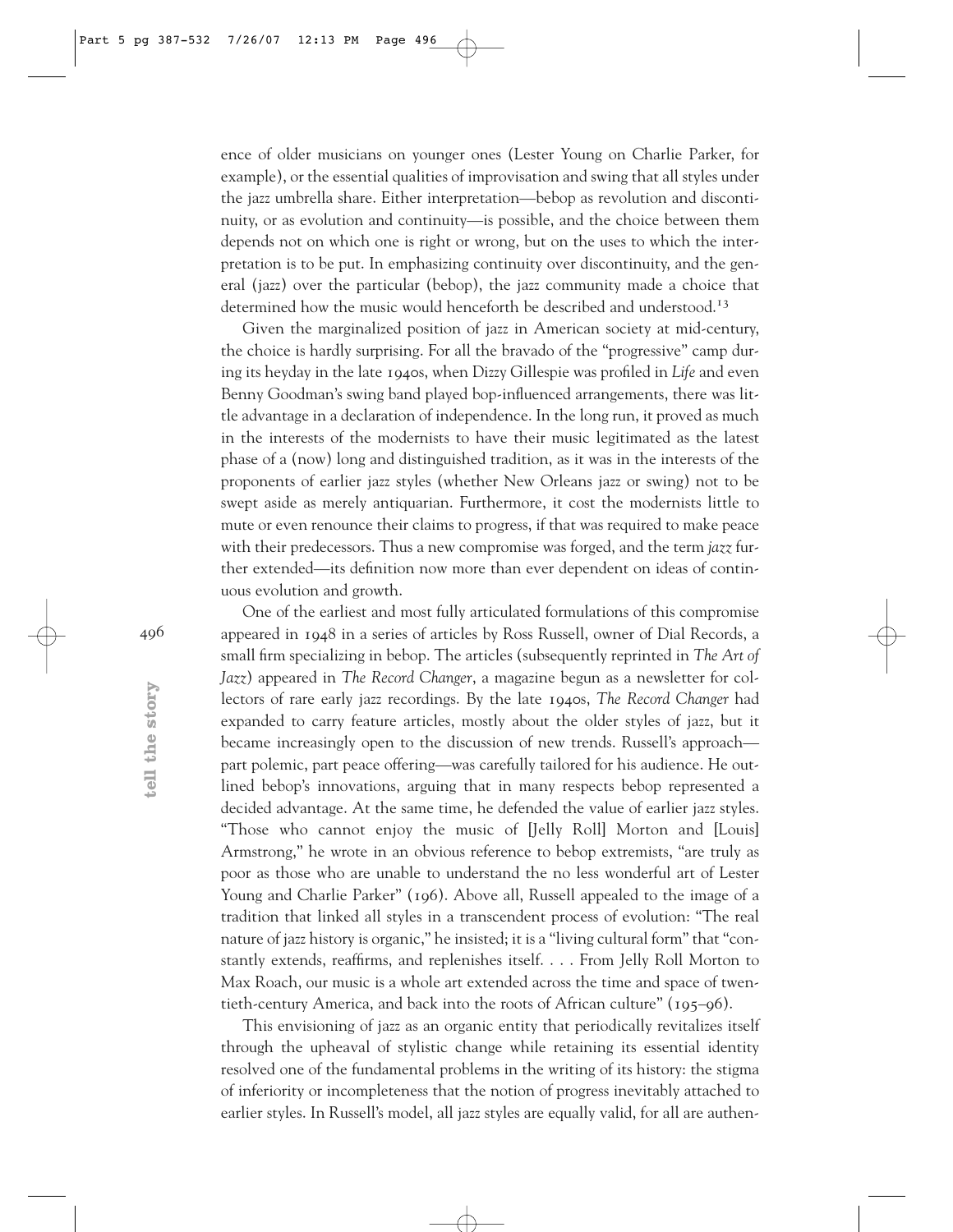ence of older musicians on younger ones (Lester Young on Charlie Parker, for example), or the essential qualities of improvisation and swing that all styles under the jazz umbrella share. Either interpretation—bebop as revolution and discontinuity, or as evolution and continuity—is possible, and the choice between them depends not on which one is right or wrong, but on the uses to which the interpretation is to be put. In emphasizing continuity over discontinuity, and the general (jazz) over the particular (bebop), the jazz community made a choice that determined how the music would henceforth be described and understood.[13]

Given the marginalized position of jazz in American society at mid-century, the choice is hardly surprising. For all the bravado of the "progressive" camp during its heyday in the late 1940s, when Dizzy Gillespie was profiled in *Life* and even Benny Goodman's swing band played bop-influenced arrangements, there was little advantage in a declaration of independence. In the long run, it proved as much in the interests of the modernists to have their music legitimated as the latest phase of a (now) long and distinguished tradition, as it was in the interests of the proponents of earlier jazz styles (whether New Orleans jazz or swing) not to be swept aside as merely antiquarian. Furthermore, it cost the modernists little to mute or even renounce their claims to progress, if that was required to make peace with their predecessors. Thus a new compromise was forged, and the term *jazz* further extended—its definition now more than ever dependent on ideas of continuous evolution and growth.

One of the earliest and most fully articulated formulations of this compromise appeared in 1948 in a series of articles by Ross Russell, owner of Dial Records, a small firm specializing in bebop. The articles (subsequently reprinted in *The Art of Jazz*) appeared in *The Record Changer*, a magazine begun as a newsletter for collectors of rare early jazz recordings. By the late 1940s, *The Record Changer* had expanded to carry feature articles, mostly about the older styles of jazz, but it became increasingly open to the discussion of new trends. Russell's approach—part polemic, part peace offering—was carefully tailored for his audience. He outlined bebop's innovations, arguing that in many respects bebop represented a decided advantage. At the same time, he defended the value of earlier jazz styles. "Those who cannot enjoy the music of [Jelly Roll] Morton and [Louis] Armstrong," he wrote in an obvious reference to bebop extremists, "are truly as poor as those who are unable to understand the no less wonderful art of Lester Young and Charlie Parker" (196). Above all, Russell appealed to the image of a tradition that linked all styles in a transcendent process of evolution: "The real nature of jazz history is organic," he insisted; it is a "living cultural form" that "constantly extends, reaffirms, and replenishes itself. . . . From Jelly Roll Morton to Max Roach, our music is a whole art extended across the time and space of twentieth-century America, and back into the roots of African culture" (195–96).

This envisioning of jazz as an organic entity that periodically revitalizes itself through the upheaval of stylistic change while retaining its essential identity resolved one of the fundamental problems in the writing of its history: the stigma of inferiority or incompleteness that the notion of progress inevitably attached to earlier styles. In Russell's model, all jazz styles are equally valid, for all are authen-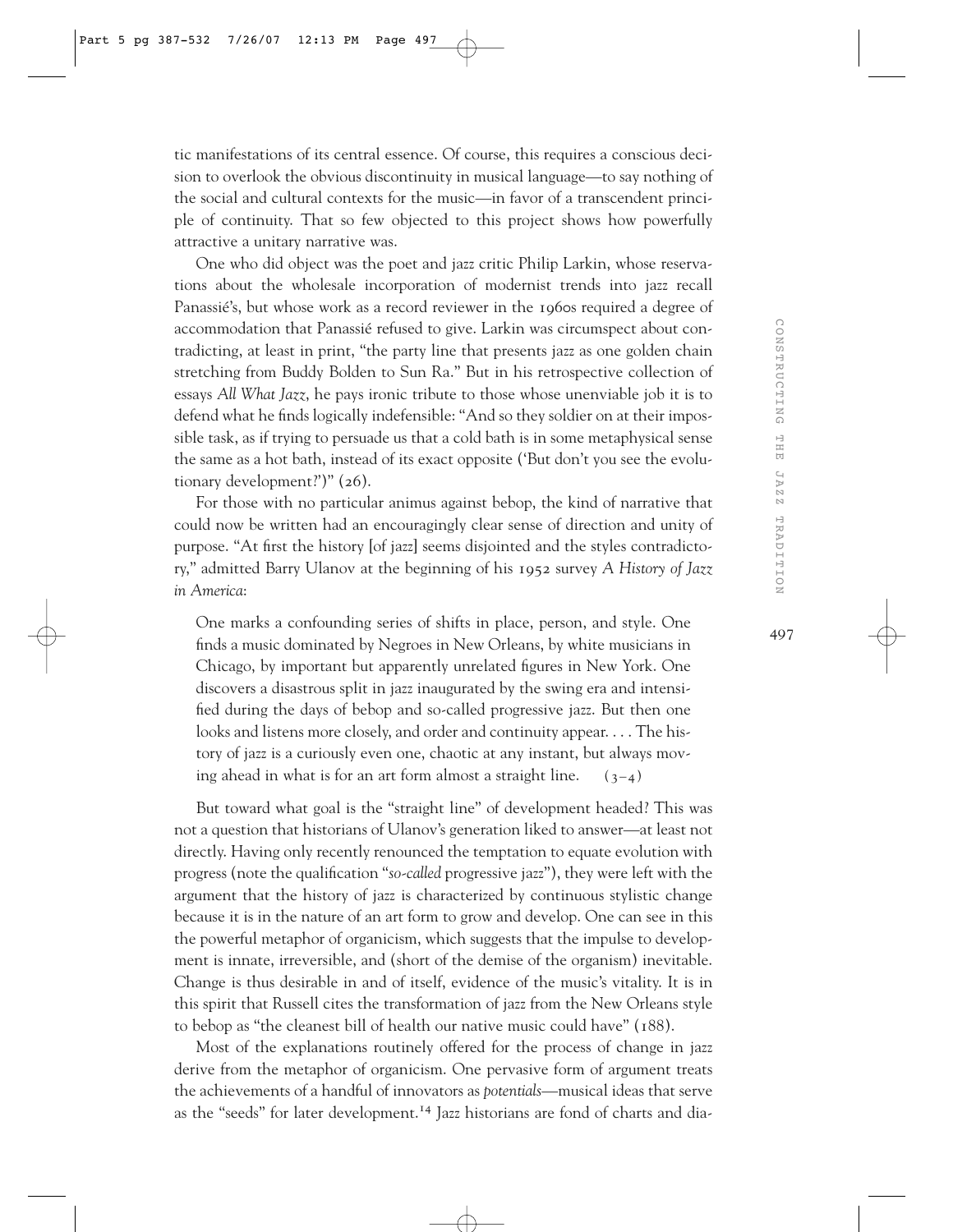tic manifestations of its central essence. Of course, this requires a conscious decision to overlook the obvious discontinuity in musical language—to say nothing of the social and cultural contexts for the music—in favor of a transcendent principle of continuity. That so few objected to this project shows how powerfully attractive a unitary narrative was.

One who did object was the poet and jazz critic Philip Larkin, whose reservations about the wholesale incorporation of modernist trends into jazz recall Panassié's, but whose work as a record reviewer in the 1960s required a degree of accommodation that Panassié refused to give. Larkin was circumspect about contradicting, at least in print, "the party line that presents jazz as one golden chain stretching from Buddy Bolden to Sun Ra." But in his retrospective collection of essays *All What Jazz*, he pays ironic tribute to those whose unenviable job it is to defend what he finds logically indefensible: "And so they soldier on at their impossible task, as if trying to persuade us that a cold bath is in some metaphysical sense the same as a hot bath, instead of its exact opposite ('But don't you see the evolutionary development?')" (26).

For those with no particular animus against bebop, the kind of narrative that could now be written had an encouragingly clear sense of direction and unity of purpose. "At first the history [of jazz] seems disjointed and the styles contradictory," admitted Barry Ulanov at the beginning of his 1952 survey *A History of Jazz in America*:

> One marks a confounding series of shifts in place, person, and style. One finds a music dominated by Negroes in New Orleans, by white musicians in Chicago, by important but apparently unrelated figures in New York. One discovers a disastrous split in jazz inaugurated by the swing era and intensified during the days of bebop and so-called progressive jazz. But then one looks and listens more closely, and order and continuity appear. . . . The history of jazz is a curiously even one, chaotic at any instant, but always moving ahead in what is for an art form almost a straight line. (3–4)

But toward what goal is the "straight line" of development headed? This was not a question that historians of Ulanov's generation liked to answer—at least not directly. Having only recently renounced the temptation to equate evolution with progress (note the qualification "*so-called* progressive jazz"), they were left with the argument that the history of jazz is characterized by continuous stylistic change because it is in the nature of an art form to grow and develop. One can see in this the powerful metaphor of organicism, which suggests that the impulse to development is innate, irreversible, and (short of the demise of the organism) inevitable. Change is thus desirable in and of itself, evidence of the music's vitality. It is in this spirit that Russell cites the transformation of jazz from the New Orleans style to bebop as "the cleanest bill of health our native music could have" (188).

Most of the explanations routinely offered for the process of change in jazz derive from the metaphor of organicism. One pervasive form of argument treats the achievements of a handful of innovators as *potentials*—musical ideas that serve as the "seeds" for later development.[14] Jazz historians are fond of charts and dia-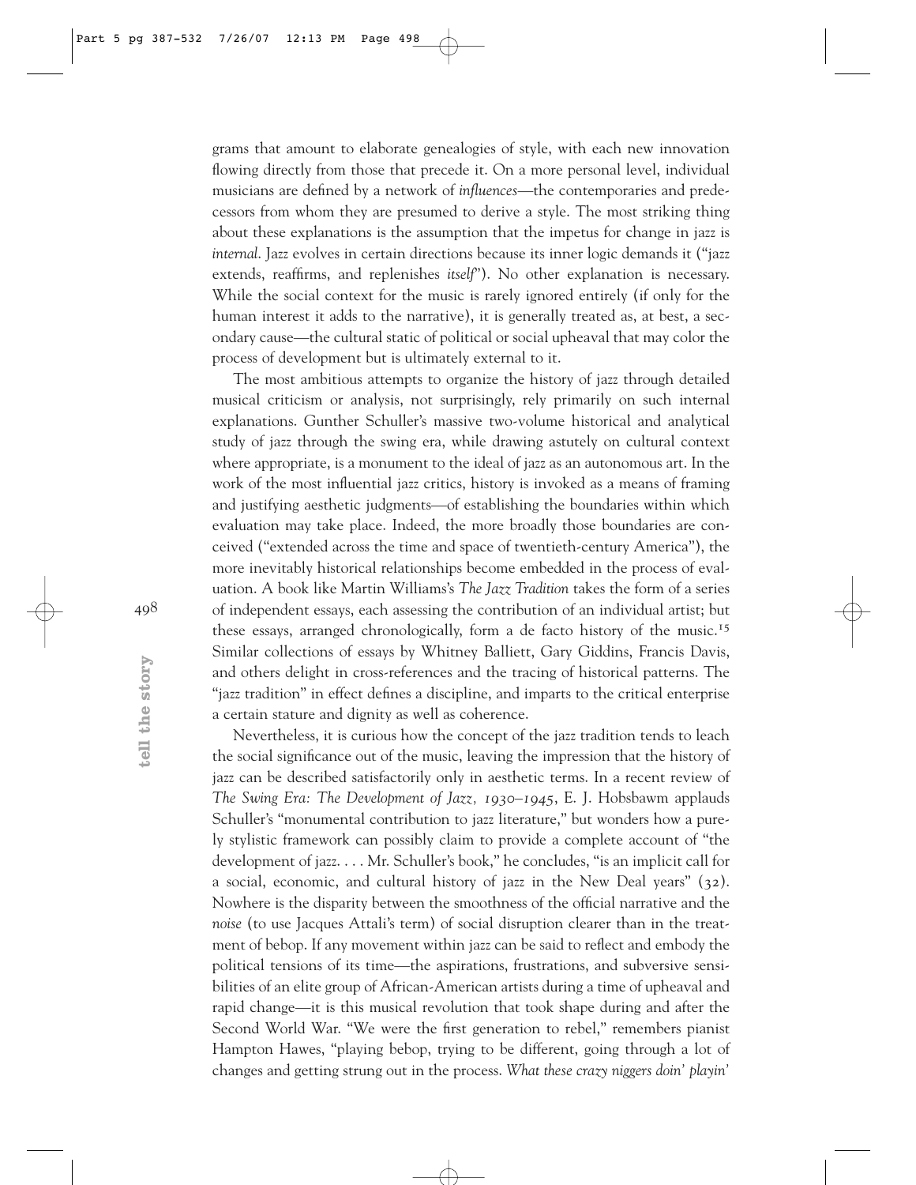grams that amount to elaborate genealogies of style, with each new innovation flowing directly from those that precede it. On a more personal level, individual musicians are defined by a network of *influences*—the contemporaries and predecessors from whom they are presumed to derive a style. The most striking thing about these explanations is the assumption that the impetus for change in jazz is *internal*. Jazz evolves in certain directions because its inner logic demands it ("jazz extends, reaffirms, and replenishes *itself*"). No other explanation is necessary. While the social context for the music is rarely ignored entirely (if only for the human interest it adds to the narrative), it is generally treated as, at best, a secondary cause—the cultural static of political or social upheaval that may color the process of development but is ultimately external to it.

The most ambitious attempts to organize the history of jazz through detailed musical criticism or analysis, not surprisingly, rely primarily on such internal explanations. Gunther Schuller's massive two-volume historical and analytical study of jazz through the swing era, while drawing astutely on cultural context where appropriate, is a monument to the ideal of jazz as an autonomous art. In the work of the most influential jazz critics, history is invoked as a means of framing and justifying aesthetic judgments—of establishing the boundaries within which evaluation may take place. Indeed, the more broadly those boundaries are conceived ("extended across the time and space of twentieth-century America"), the more inevitably historical relationships become embedded in the process of evaluation. A book like Martin Williams's *The Jazz Tradition* takes the form of a series of independent essays, each assessing the contribution of an individual artist; but these essays, arranged chronologically, form a de facto history of the music.[15] Similar collections of essays by Whitney Balliett, Gary Giddins, Francis Davis, and others delight in cross-references and the tracing of historical patterns. The "jazz tradition" in effect defines a discipline, and imparts to the critical enterprise a certain stature and dignity as well as coherence.

Nevertheless, it is curious how the concept of the jazz tradition tends to leach the social significance out of the music, leaving the impression that the history of jazz can be described satisfactorily only in aesthetic terms. In a recent review of *The Swing Era: The Development of Jazz, 1930–1945*, E. J. Hobsbawm applauds Schuller's "monumental contribution to jazz literature," but wonders how a purely stylistic framework can possibly claim to provide a complete account of "the development of jazz. . . . Mr. Schuller's book," he concludes, "is an implicit call for a social, economic, and cultural history of jazz in the New Deal years" (32). Nowhere is the disparity between the smoothness of the official narrative and the *noise* (to use Jacques Attali's term) of social disruption clearer than in the treatment of bebop. If any movement within jazz can be said to reflect and embody the political tensions of its time—the aspirations, frustrations, and subversive sensibilities of an elite group of African-American artists during a time of upheaval and rapid change—it is this musical revolution that took shape during and after the Second World War. "We were the first generation to rebel," remembers pianist Hampton Hawes, "playing bebop, trying to be different, going through a lot of changes and getting strung out in the process. *What these crazy niggers doin' playin'*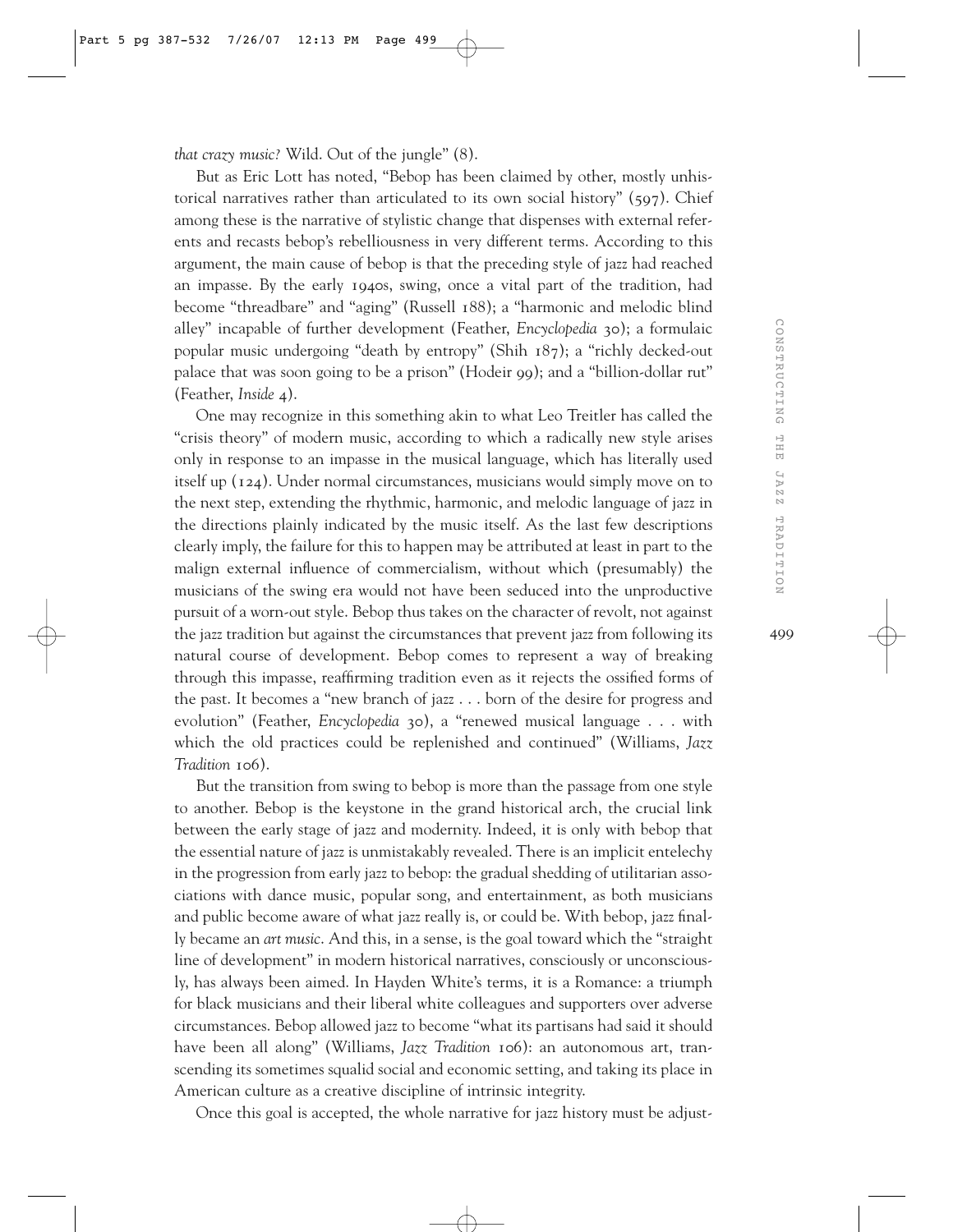*that crazy music?* Wild. Out of the jungle" (8).

But as Eric Lott has noted, "Bebop has been claimed by other, mostly unhistorical narratives rather than articulated to its own social history" (597). Chief among these is the narrative of stylistic change that dispenses with external referents and recasts bebop's rebelliousness in very different terms. According to this argument, the main cause of bebop is that the preceding style of jazz had reached an impasse. By the early 1940s, swing, once a vital part of the tradition, had become "threadbare" and "aging" (Russell 188); a "harmonic and melodic blind alley" incapable of further development (Feather, *Encyclopedia* 30); a formulaic popular music undergoing "death by entropy" (Shih 187); a "richly decked-out palace that was soon going to be a prison" (Hodeir 99); and a "billion-dollar rut" (Feather, *Inside* 4).

One may recognize in this something akin to what Leo Treitler has called the "crisis theory" of modern music, according to which a radically new style arises only in response to an impasse in the musical language, which has literally used itself up (124). Under normal circumstances, musicians would simply move on to the next step, extending the rhythmic, harmonic, and melodic language of jazz in the directions plainly indicated by the music itself. As the last few descriptions clearly imply, the failure for this to happen may be attributed at least in part to the malign external influence of commercialism, without which (presumably) the musicians of the swing era would not have been seduced into the unproductive pursuit of a worn-out style. Bebop thus takes on the character of revolt, not against the jazz tradition but against the circumstances that prevent jazz from following its natural course of development. Bebop comes to represent a way of breaking through this impasse, reaffirming tradition even as it rejects the ossified forms of the past. It becomes a "new branch of jazz . . . born of the desire for progress and evolution" (Feather, *Encyclopedia* 30), a "renewed musical language . . . with which the old practices could be replenished and continued" (Williams, *Jazz Tradition* 106).

But the transition from swing to bebop is more than the passage from one style to another. Bebop is the keystone in the grand historical arch, the crucial link between the early stage of jazz and modernity. Indeed, it is only with bebop that the essential nature of jazz is unmistakably revealed. There is an implicit entelechy in the progression from early jazz to bebop: the gradual shedding of utilitarian associations with dance music, popular song, and entertainment, as both musicians and public become aware of what jazz really is, or could be. With bebop, jazz finally became an *art music*. And this, in a sense, is the goal toward which the "straight line of development" in modern historical narratives, consciously or unconsciously, has always been aimed. In Hayden White's terms, it is a Romance: a triumph for black musicians and their liberal white colleagues and supporters over adverse circumstances. Bebop allowed jazz to become "what its partisans had said it should have been all along" (Williams, *Jazz Tradition* 106): an autonomous art, transcending its sometimes squalid social and economic setting, and taking its place in American culture as a creative discipline of intrinsic integrity.

Once this goal is accepted, the whole narrative for jazz history must be adjust-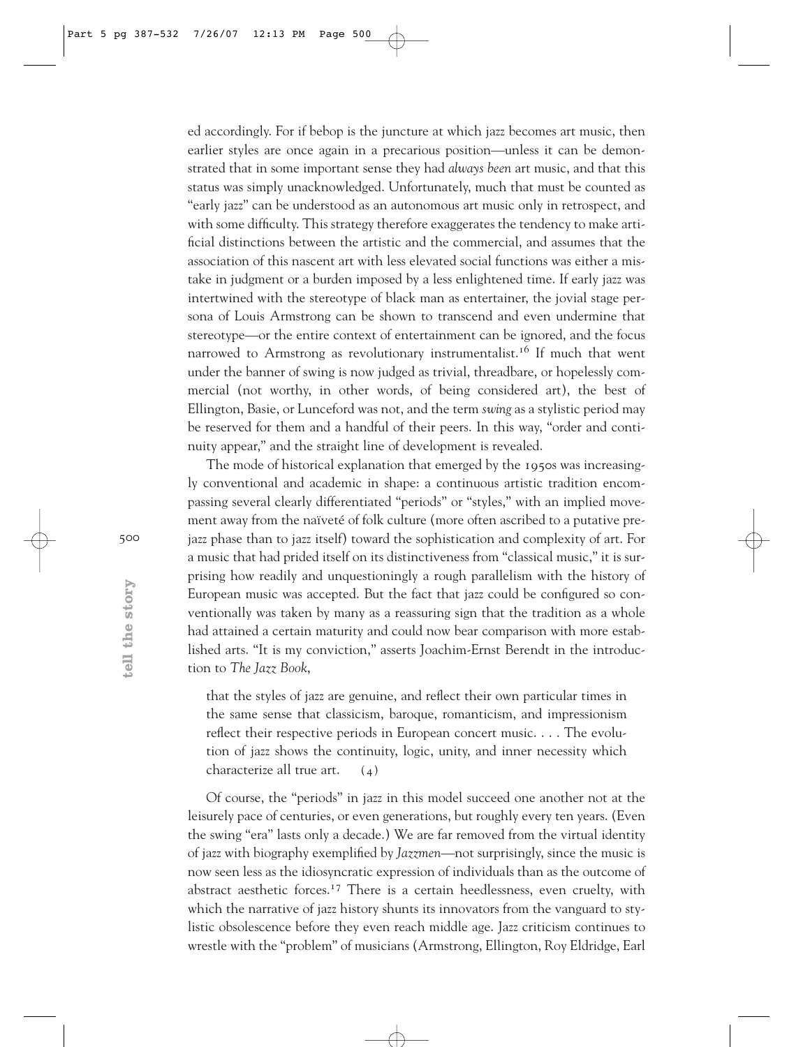ed accordingly. For if bebop is the juncture at which jazz becomes art music, then earlier styles are once again in a precarious position—unless it can be demonstrated that in some important sense they had *always been* art music, and that this status was simply unacknowledged. Unfortunately, much that must be counted as "early jazz" can be understood as an autonomous art music only in retrospect, and with some difficulty. This strategy therefore exaggerates the tendency to make artificial distinctions between the artistic and the commercial, and assumes that the association of this nascent art with less elevated social functions was either a mistake in judgment or a burden imposed by a less enlightened time. If early jazz was intertwined with the stereotype of black man as entertainer, the jovial stage persona of Louis Armstrong can be shown to transcend and even undermine that stereotype—or the entire context of entertainment can be ignored, and the focus narrowed to Armstrong as revolutionary instrumentalist.[16] If much that went under the banner of swing is now judged as trivial, threadbare, or hopelessly commercial (not worthy, in other words, of being considered art), the best of Ellington, Basie, or Lunceford was not, and the term *swing* as a stylistic period may be reserved for them and a handful of their peers. In this way, "order and continuity appear," and the straight line of development is revealed.

The mode of historical explanation that emerged by the 1950s was increasingly conventional and academic in shape: a continuous artistic tradition encompassing several clearly differentiated "periods" or "styles," with an implied movement away from the naïveté of folk culture (more often ascribed to a putative pre-jazz phase than to jazz itself) toward the sophistication and complexity of art. For a music that had prided itself on its distinctiveness from "classical music," it is surprising how readily and unquestioningly a rough parallelism with the history of European music was accepted. But the fact that jazz could be configured so conventionally was taken by many as a reassuring sign that the tradition as a whole had attained a certain maturity and could now bear comparison with more established arts. "It is my conviction," asserts Joachim-Ernst Berendt in the introduction to *The Jazz Book*,

> that the styles of jazz are genuine, and reflect their own particular times in the same sense that classicism, baroque, romanticism, and impressionism reflect their respective periods in European concert music. . . . The evolution of jazz shows the continuity, logic, unity, and inner necessity which characterize all true art. (4)

Of course, the "periods" in jazz in this model succeed one another not at the leisurely pace of centuries, or even generations, but roughly every ten years. (Even the swing "era" lasts only a decade.) We are far removed from the virtual identity of jazz with biography exemplified by *Jazzmen*—not surprisingly, since the music is now seen less as the idiosyncratic expression of individuals than as the outcome of abstract aesthetic forces.[17] There is a certain heedlessness, even cruelty, with which the narrative of jazz history shunts its innovators from the vanguard to stylistic obsolescence before they even reach middle age. Jazz criticism continues to wrestle with the "problem" of musicians (Armstrong, Ellington, Roy Eldridge, Earl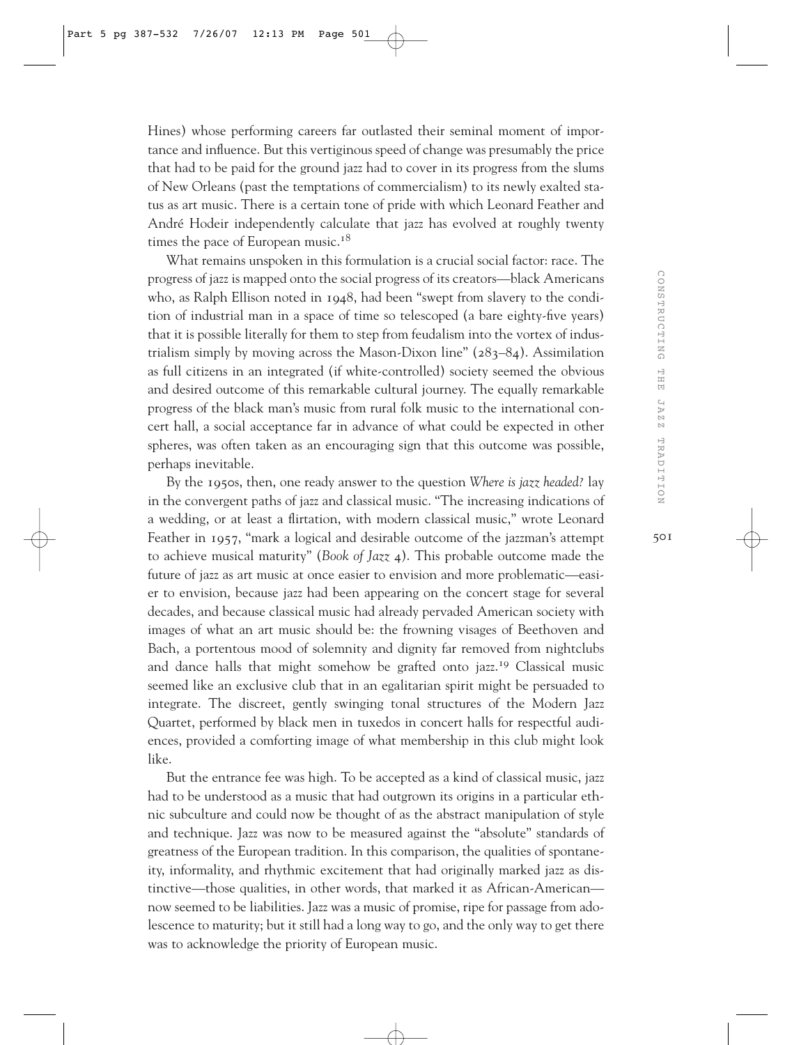Hines) whose performing careers far outlasted their seminal moment of importance and influence. But this vertiginous speed of change was presumably the price that had to be paid for the ground jazz had to cover in its progress from the slums of New Orleans (past the temptations of commercialism) to its newly exalted status as art music. There is a certain tone of pride with which Leonard Feather and André Hodeir independently calculate that jazz has evolved at roughly twenty times the pace of European music.[18]

What remains unspoken in this formulation is a crucial social factor: race. The progress of jazz is mapped onto the social progress of its creators—black Americans who, as Ralph Ellison noted in 1948, had been "swept from slavery to the condition of industrial man in a space of time so telescoped (a bare eighty-five years) that it is possible literally for them to step from feudalism into the vortex of industrialism simply by moving across the Mason-Dixon line" (283–84). Assimilation as full citizens in an integrated (if white-controlled) society seemed the obvious and desired outcome of this remarkable cultural journey. The equally remarkable progress of the black man's music from rural folk music to the international concert hall, a social acceptance far in advance of what could be expected in other spheres, was often taken as an encouraging sign that this outcome was possible, perhaps inevitable.

By the 1950s, then, one ready answer to the question *Where is jazz headed?* lay in the convergent paths of jazz and classical music. "The increasing indications of a wedding, or at least a flirtation, with modern classical music," wrote Leonard Feather in 1957, "mark a logical and desirable outcome of the jazzman's attempt to achieve musical maturity" (*Book of Jazz* 4). This probable outcome made the future of jazz as art music at once easier to envision and more problematic—easier to envision, because jazz had been appearing on the concert stage for several decades, and because classical music had already pervaded American society with images of what an art music should be: the frowning visages of Beethoven and Bach, a portentous mood of solemnity and dignity far removed from nightclubs and dance halls that might somehow be grafted onto jazz.[19] Classical music seemed like an exclusive club that in an egalitarian spirit might be persuaded to integrate. The discreet, gently swinging tonal structures of the Modern Jazz Quartet, performed by black men in tuxedos in concert halls for respectful audiences, provided a comforting image of what membership in this club might look like.

But the entrance fee was high. To be accepted as a kind of classical music, jazz had to be understood as a music that had outgrown its origins in a particular ethnic subculture and could now be thought of as the abstract manipulation of style and technique. Jazz was now to be measured against the "absolute" standards of greatness of the European tradition. In this comparison, the qualities of spontaneity, informality, and rhythmic excitement that had originally marked jazz as distinctive—those qualities, in other words, that marked it as African-American—now seemed to be liabilities. Jazz was a music of promise, ripe for passage from adolescence to maturity; but it still had a long way to go, and the only way to get there was to acknowledge the priority of European music.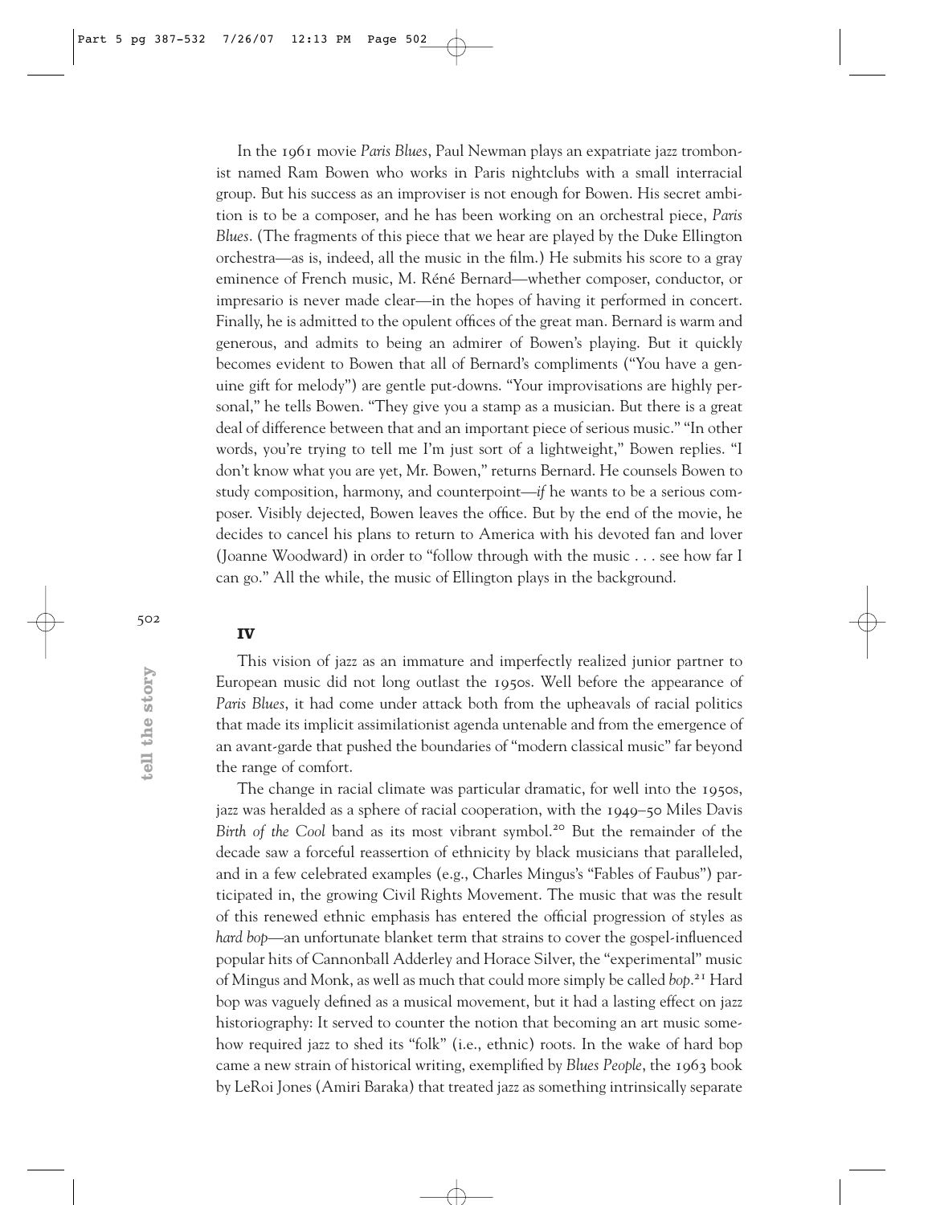In the 1961 movie *Paris Blues*, Paul Newman plays an expatriate jazz trombonist named Ram Bowen who works in Paris nightclubs with a small interracial group. But his success as an improviser is not enough for Bowen. His secret ambition is to be a composer, and he has been working on an orchestral piece, *Paris Blues*. (The fragments of this piece that we hear are played by the Duke Ellington orchestra—as is, indeed, all the music in the film.) He submits his score to a gray eminence of French music, M. Réné Bernard—whether composer, conductor, or impresario is never made clear—in the hopes of having it performed in concert. Finally, he is admitted to the opulent offices of the great man. Bernard is warm and generous, and admits to being an admirer of Bowen's playing. But it quickly becomes evident to Bowen that all of Bernard's compliments ("You have a genuine gift for melody") are gentle put-downs. "Your improvisations are highly personal," he tells Bowen. "They give you a stamp as a musician. But there is a great deal of difference between that and an important piece of serious music." "In other words, you're trying to tell me I'm just sort of a lightweight," Bowen replies. "I don't know what you are yet, Mr. Bowen," returns Bernard. He counsels Bowen to study composition, harmony, and counterpoint—*if* he wants to be a serious composer. Visibly dejected, Bowen leaves the office. But by the end of the movie, he decides to cancel his plans to return to America with his devoted fan and lover (Joanne Woodward) in order to "follow through with the music . . . see how far I can go." All the while, the music of Ellington plays in the background.

## IV

This vision of jazz as an immature and imperfectly realized junior partner to European music did not long outlast the 1950s. Well before the appearance of *Paris Blues*, it had come under attack both from the upheavals of racial politics that made its implicit assimilationist agenda untenable and from the emergence of an avant-garde that pushed the boundaries of "modern classical music" far beyond the range of comfort.

The change in racial climate was particular dramatic, for well into the 1950s, jazz was heralded as a sphere of racial cooperation, with the 1949–50 Miles Davis *Birth of the Cool* band as its most vibrant symbol.[20] But the remainder of the decade saw a forceful reassertion of ethnicity by black musicians that paralleled, and in a few celebrated examples (e.g., Charles Mingus's "Fables of Faubus") participated in, the growing Civil Rights Movement. The music that was the result of this renewed ethnic emphasis has entered the official progression of styles as *hard bop*—an unfortunate blanket term that strains to cover the gospel-influenced popular hits of Cannonball Adderley and Horace Silver, the "experimental" music of Mingus and Monk, as well as much that could more simply be called *bop*.[21] Hard bop was vaguely defined as a musical movement, but it had a lasting effect on jazz historiography: It served to counter the notion that becoming an art music somehow required jazz to shed its "folk" (i.e., ethnic) roots. In the wake of hard bop came a new strain of historical writing, exemplified by *Blues People*, the 1963 book by LeRoi Jones (Amiri Baraka) that treated jazz as something intrinsically separate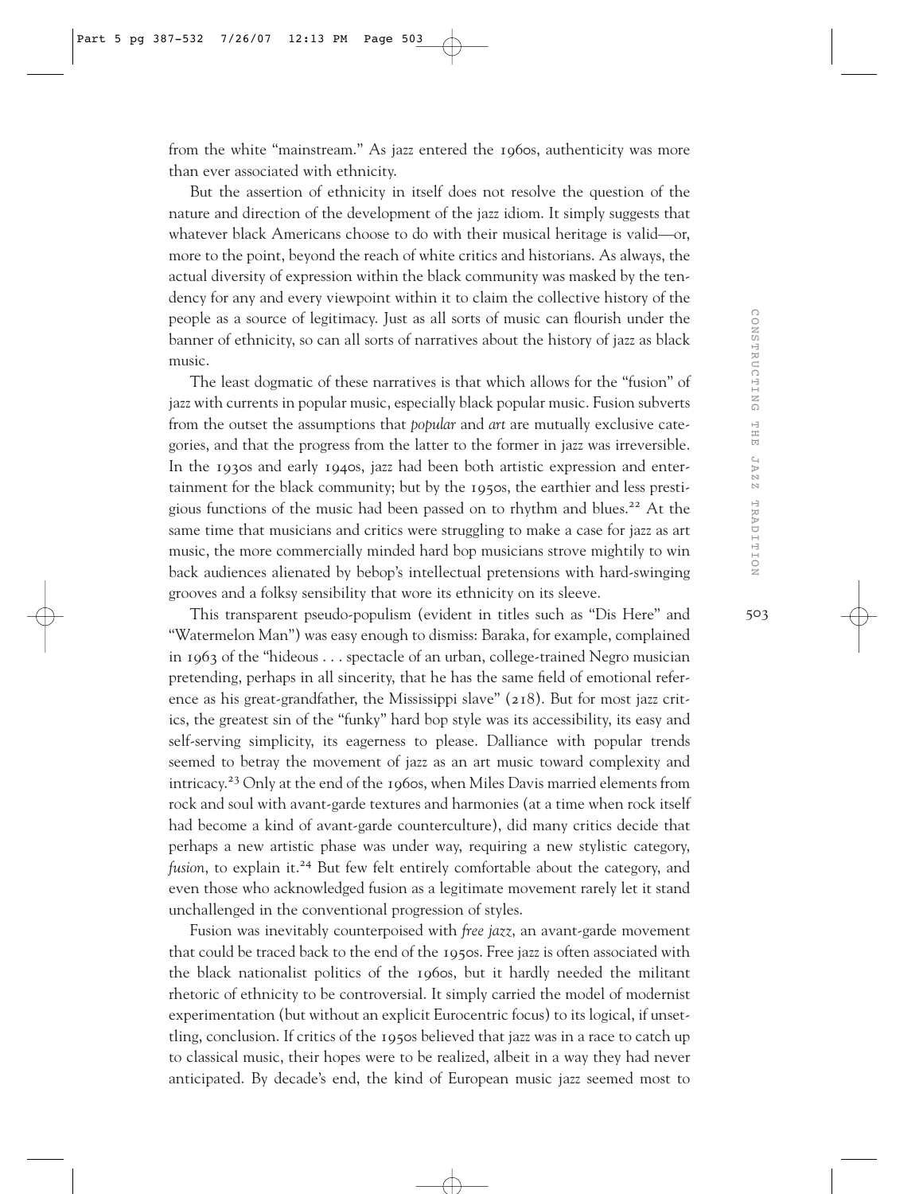from the white "mainstream." As jazz entered the 1960s, authenticity was more than ever associated with ethnicity.

But the assertion of ethnicity in itself does not resolve the question of the nature and direction of the development of the jazz idiom. It simply suggests that whatever black Americans choose to do with their musical heritage is valid—or, more to the point, beyond the reach of white critics and historians. As always, the actual diversity of expression within the black community was masked by the tendency for any and every viewpoint within it to claim the collective history of the people as a source of legitimacy. Just as all sorts of music can flourish under the banner of ethnicity, so can all sorts of narratives about the history of jazz as black music.

The least dogmatic of these narratives is that which allows for the "fusion" of jazz with currents in popular music, especially black popular music. Fusion subverts from the outset the assumptions that *popular* and *art* are mutually exclusive categories, and that the progress from the latter to the former in jazz was irreversible. In the 1930s and early 1940s, jazz had been both artistic expression and entertainment for the black community; but by the 1950s, the earthier and less prestigious functions of the music had been passed on to rhythm and blues.[22] At the same time that musicians and critics were struggling to make a case for jazz as art music, the more commercially minded hard bop musicians strove mightily to win back audiences alienated by bebop's intellectual pretensions with hard-swinging grooves and a folksy sensibility that wore its ethnicity on its sleeve.

This transparent pseudo-populism (evident in titles such as "Dis Here" and "Watermelon Man") was easy enough to dismiss: Baraka, for example, complained in 1963 of the "hideous . . . spectacle of an urban, college-trained Negro musician pretending, perhaps in all sincerity, that he has the same field of emotional reference as his great-grandfather, the Mississippi slave" (218). But for most jazz critics, the greatest sin of the "funky" hard bop style was its accessibility, its easy and self-serving simplicity, its eagerness to please. Dalliance with popular trends seemed to betray the movement of jazz as an art music toward complexity and intricacy.[23] Only at the end of the 1960s, when Miles Davis married elements from rock and soul with avant-garde textures and harmonies (at a time when rock itself had become a kind of avant-garde counterculture), did many critics decide that perhaps a new artistic phase was under way, requiring a new stylistic category, *fusion*, to explain it.[24] But few felt entirely comfortable about the category, and even those who acknowledged fusion as a legitimate movement rarely let it stand unchallenged in the conventional progression of styles.

Fusion was inevitably counterpoised with *free jazz*, an avant-garde movement that could be traced back to the end of the 1950s. Free jazz is often associated with the black nationalist politics of the 1960s, but it hardly needed the militant rhetoric of ethnicity to be controversial. It simply carried the model of modernist experimentation (but without an explicit Eurocentric focus) to its logical, if unsettling, conclusion. If critics of the 1950s believed that jazz was in a race to catch up to classical music, their hopes were to be realized, albeit in a way they had never anticipated. By decade's end, the kind of European music jazz seemed most to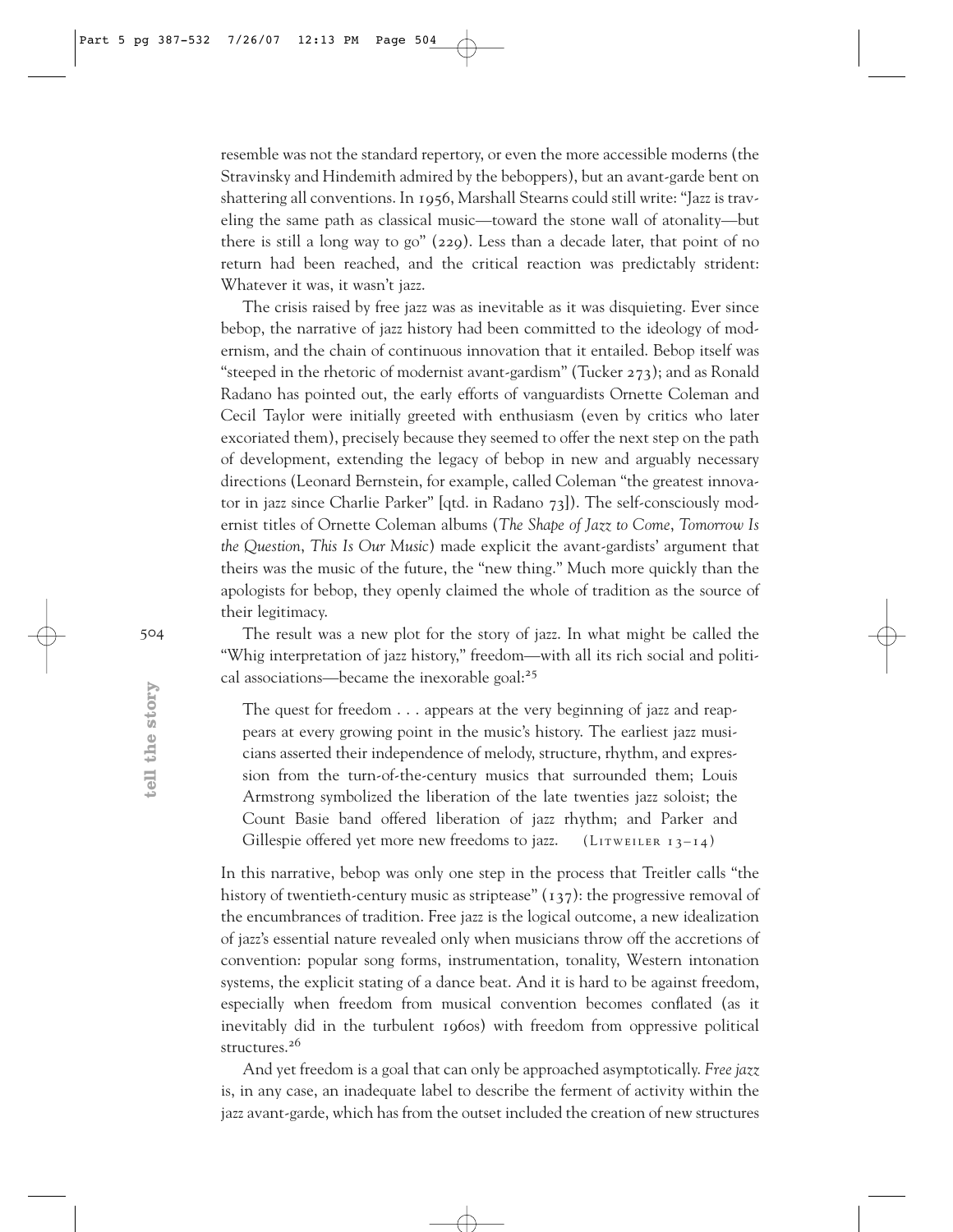resemble was not the standard repertory, or even the more accessible moderns (the Stravinsky and Hindemith admired by the beboppers), but an avant-garde bent on shattering all conventions. In 1956, Marshall Stearns could still write: "Jazz is traveling the same path as classical music—toward the stone wall of atonality—but there is still a long way to go" (229). Less than a decade later, that point of no return had been reached, and the critical reaction was predictably strident: Whatever it was, it wasn't jazz.

The crisis raised by free jazz was as inevitable as it was disquieting. Ever since bebop, the narrative of jazz history had been committed to the ideology of modernism, and the chain of continuous innovation that it entailed. Bebop itself was "steeped in the rhetoric of modernist avant-gardism" (Tucker 273); and as Ronald Radano has pointed out, the early efforts of vanguardists Ornette Coleman and Cecil Taylor were initially greeted with enthusiasm (even by critics who later excoriated them), precisely because they seemed to offer the next step on the path of development, extending the legacy of bebop in new and arguably necessary directions (Leonard Bernstein, for example, called Coleman "the greatest innovator in jazz since Charlie Parker" [qtd. in Radano 73]). The self-consciously modernist titles of Ornette Coleman albums (*The Shape of Jazz to Come*, *Tomorrow Is the Question*, *This Is Our Music*) made explicit the avant-gardists' argument that theirs was the music of the future, the "new thing." Much more quickly than the apologists for bebop, they openly claimed the whole of tradition as the source of their legitimacy.

The result was a new plot for the story of jazz. In what might be called the "Whig interpretation of jazz history," freedom—with all its rich social and political associations—became the inexorable goal:[25]

> The quest for freedom . . . appears at the very beginning of jazz and reappears at every growing point in the music's history. The earliest jazz musicians asserted their independence of melody, structure, rhythm, and expression from the turn-of-the-century musics that surrounded them; Louis Armstrong symbolized the liberation of the late twenties jazz soloist; the Count Basie band offered liberation of jazz rhythm; and Parker and Gillespie offered yet more new freedoms to jazz. (Litweiler 13–14)

In this narrative, bebop was only one step in the process that Treitler calls "the history of twentieth-century music as striptease" (137): the progressive removal of the encumbrances of tradition. Free jazz is the logical outcome, a new idealization of jazz's essential nature revealed only when musicians throw off the accretions of convention: popular song forms, instrumentation, tonality, Western intonation systems, the explicit stating of a dance beat. And it is hard to be against freedom, especially when freedom from musical convention becomes conflated (as it inevitably did in the turbulent 1960s) with freedom from oppressive political structures.[26]

And yet freedom is a goal that can only be approached asymptotically. *Free jazz* is, in any case, an inadequate label to describe the ferment of activity within the jazz avant-garde, which has from the outset included the creation of new structures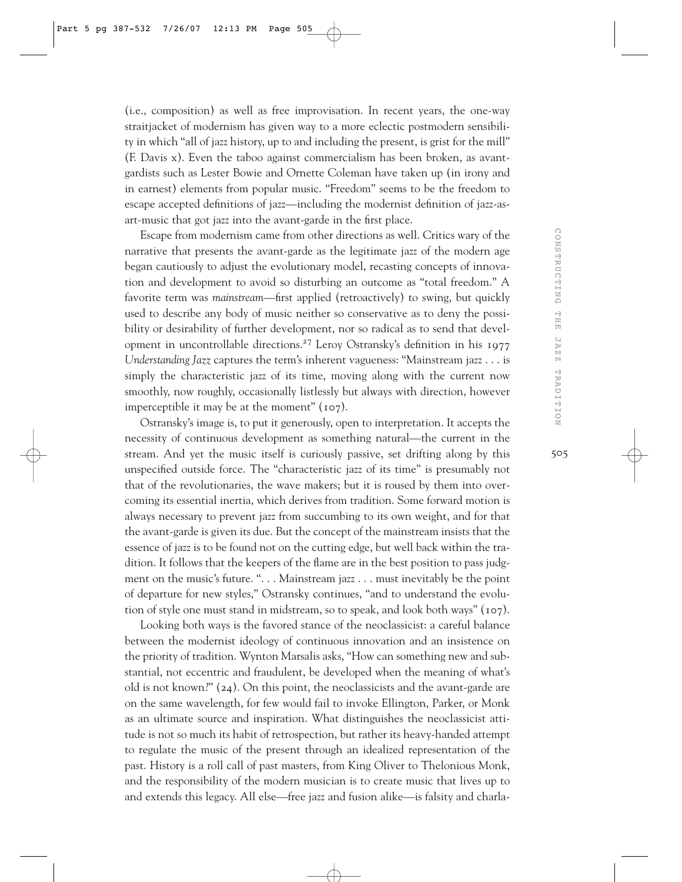(i.e., composition) as well as free improvisation. In recent years, the one-way straitjacket of modernism has given way to a more eclectic postmodern sensibility in which "all of jazz history, up to and including the present, is grist for the mill" (F. Davis x). Even the taboo against commercialism has been broken, as avant-gardists such as Lester Bowie and Ornette Coleman have taken up (in irony and in earnest) elements from popular music. "Freedom" seems to be the freedom to escape accepted definitions of jazz—including the modernist definition of jazz-as-art-music that got jazz into the avant-garde in the first place.

Escape from modernism came from other directions as well. Critics wary of the narrative that presents the avant-garde as the legitimate jazz of the modern age began cautiously to adjust the evolutionary model, recasting concepts of innovation and development to avoid so disturbing an outcome as "total freedom." A favorite term was *mainstream*—first applied (retroactively) to swing, but quickly used to describe any body of music neither so conservative as to deny the possibility or desirability of further development, nor so radical as to send that development in uncontrollable directions.[27] Leroy Ostransky's definition in his 1977 *Understanding Jazz* captures the term's inherent vagueness: "Mainstream jazz . . . is simply the characteristic jazz of its time, moving along with the current now smoothly, now roughly, occasionally listlessly but always with direction, however imperceptible it may be at the moment" (107).

Ostransky's image is, to put it generously, open to interpretation. It accepts the necessity of continuous development as something natural—the current in the stream. And yet the music itself is curiously passive, set drifting along by this unspecified outside force. The "characteristic jazz of its time" is presumably not that of the revolutionaries, the wave makers; but it is roused by them into overcoming its essential inertia, which derives from tradition. Some forward motion is always necessary to prevent jazz from succumbing to its own weight, and for that the avant-garde is given its due. But the concept of the mainstream insists that the essence of jazz is to be found not on the cutting edge, but well back within the tradition. It follows that the keepers of the flame are in the best position to pass judgment on the music's future. ". . . Mainstream jazz . . . must inevitably be the point of departure for new styles," Ostransky continues, "and to understand the evolution of style one must stand in midstream, so to speak, and look both ways" (107).

Looking both ways is the favored stance of the neoclassicist: a careful balance between the modernist ideology of continuous innovation and an insistence on the priority of tradition. Wynton Marsalis asks, "How can something new and substantial, not eccentric and fraudulent, be developed when the meaning of what's old is not known?" (24). On this point, the neoclassicists and the avant-garde are on the same wavelength, for few would fail to invoke Ellington, Parker, or Monk as an ultimate source and inspiration. What distinguishes the neoclassicist attitude is not so much its habit of retrospection, but rather its heavy-handed attempt to regulate the music of the present through an idealized representation of the past. History is a roll call of past masters, from King Oliver to Thelonious Monk, and the responsibility of the modern musician is to create music that lives up to and extends this legacy. All else—free jazz and fusion alike—is falsity and charla-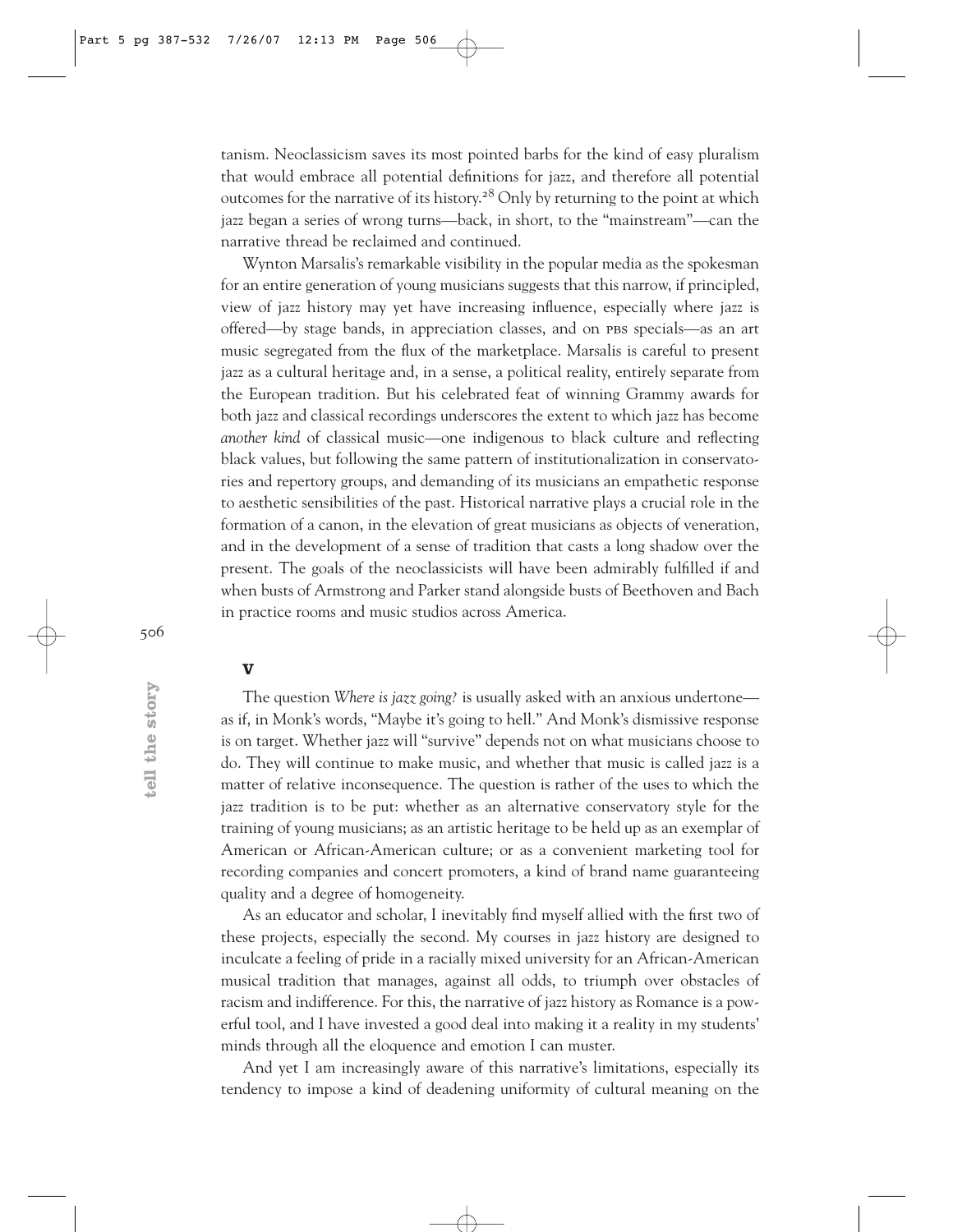tanism. Neoclassicism saves its most pointed barbs for the kind of easy pluralism that would embrace all potential definitions for jazz, and therefore all potential outcomes for the narrative of its history.[28] Only by returning to the point at which jazz began a series of wrong turns—back, in short, to the "mainstream"—can the narrative thread be reclaimed and continued.

Wynton Marsalis's remarkable visibility in the popular media as the spokesman for an entire generation of young musicians suggests that this narrow, if principled, view of jazz history may yet have increasing influence, especially where jazz is offered—by stage bands, in appreciation classes, and on PBS specials—as an art music segregated from the flux of the marketplace. Marsalis is careful to present jazz as a cultural heritage and, in a sense, a political reality, entirely separate from the European tradition. But his celebrated feat of winning Grammy awards for both jazz and classical recordings underscores the extent to which jazz has become *another kind* of classical music—one indigenous to black culture and reflecting black values, but following the same pattern of institutionalization in conservatories and repertory groups, and demanding of its musicians an empathetic response to aesthetic sensibilities of the past. Historical narrative plays a crucial role in the formation of a canon, in the elevation of great musicians as objects of veneration, and in the development of a sense of tradition that casts a long shadow over the present. The goals of the neoclassicists will have been admirably fulfilled if and when busts of Armstrong and Parker stand alongside busts of Beethoven and Bach in practice rooms and music studios across America.

## V

The question *Where is jazz going?* is usually asked with an anxious undertone—as if, in Monk's words, "Maybe it's going to hell." And Monk's dismissive response is on target. Whether jazz will "survive" depends not on what musicians choose to do. They will continue to make music, and whether that music is called jazz is a matter of relative inconsequence. The question is rather of the uses to which the jazz tradition is to be put: whether as an alternative conservatory style for the training of young musicians; as an artistic heritage to be held up as an exemplar of American or African-American culture; or as a convenient marketing tool for recording companies and concert promoters, a kind of brand name guaranteeing quality and a degree of homogeneity.

As an educator and scholar, I inevitably find myself allied with the first two of these projects, especially the second. My courses in jazz history are designed to inculcate a feeling of pride in a racially mixed university for an African-American musical tradition that manages, against all odds, to triumph over obstacles of racism and indifference. For this, the narrative of jazz history as Romance is a powerful tool, and I have invested a good deal into making it a reality in my students' minds through all the eloquence and emotion I can muster.

And yet I am increasingly aware of this narrative's limitations, especially its tendency to impose a kind of deadening uniformity of cultural meaning on the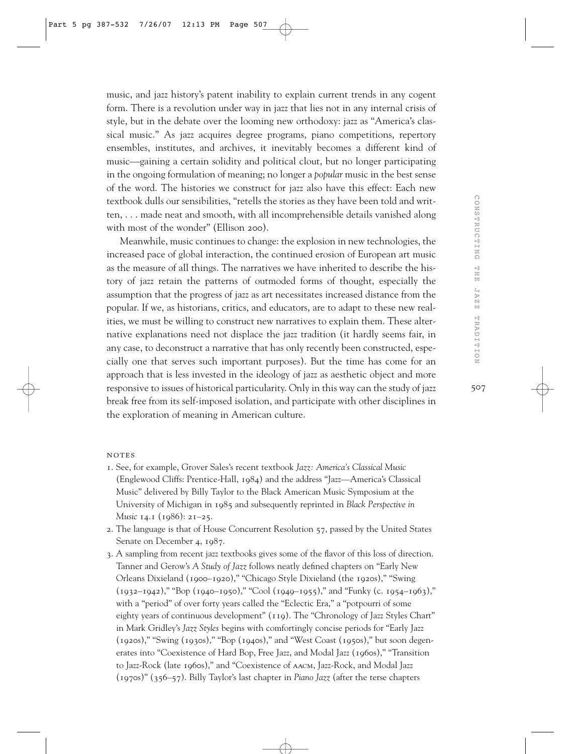music, and jazz history's patent inability to explain current trends in any cogent form. There is a revolution under way in jazz that lies not in any internal crisis of style, but in the debate over the looming new orthodoxy: jazz as "America's classical music." As jazz acquires degree programs, piano competitions, repertory ensembles, institutes, and archives, it inevitably becomes a different kind of music—gaining a certain solidity and political clout, but no longer participating in the ongoing formulation of meaning; no longer a *popular* music in the best sense of the word. The histories we construct for jazz also have this effect: Each new textbook dulls our sensibilities, "retells the stories as they have been told and written, . . . made neat and smooth, with all incomprehensible details vanished along with most of the wonder" (Ellison 200).

Meanwhile, music continues to change: the explosion in new technologies, the increased pace of global interaction, the continued erosion of European art music as the measure of all things. The narratives we have inherited to describe the history of jazz retain the patterns of outmoded forms of thought, especially the assumption that the progress of jazz as art necessitates increased distance from the popular. If we, as historians, critics, and educators, are to adapt to these new realities, we must be willing to construct new narratives to explain them. These alternative explanations need not displace the jazz tradition (it hardly seems fair, in any case, to deconstruct a narrative that has only recently been constructed, especially one that serves such important purposes). But the time has come for an approach that is less invested in the ideology of jazz as aesthetic object and more responsive to issues of historical particularity. Only in this way can the study of jazz break free from its self-imposed isolation, and participate with other disciplines in the exploration of meaning in American culture.

## NOTES

1. See, for example, Grover Sales's recent textbook *Jazz: America's Classical Music* (Englewood Cliffs: Prentice-Hall, 1984) and the address "Jazz—America's Classical Music" delivered by Billy Taylor to the Black American Music Symposium at the University of Michigan in 1985 and subsequently reprinted in *Black Perspective in Music* 14.1 (1986): 21–25.
2. The language is that of House Concurrent Resolution 57, passed by the United States Senate on December 4, 1987.
3. A sampling from recent jazz textbooks gives some of the flavor of this loss of direction. Tanner and Gerow's *A Study of Jazz* follows neatly defined chapters on "Early New Orleans Dixieland (1900–1920)," "Chicago Style Dixieland (the 1920s)," "Swing (1932–1942)," "Bop (1940–1950)," "Cool (1949–1955)," and "Funky (c. 1954–1963)," with a "period" of over forty years called the "Eclectic Era," a "potpourri of some eighty years of continuous development" (119). The "Chronology of Jazz Styles Chart" in Mark Gridley's *Jazz Styles* begins with comfortingly concise periods for "Early Jazz (1920s)," "Swing (1930s)," "Bop (1940s)," and "West Coast (1950s)," but soon degenerates into "Coexistence of Hard Bop, Free Jazz, and Modal Jazz (1960s)," "Transition to Jazz-Rock (late 1960s)," and "Coexistence of AACM, Jazz-Rock, and Modal Jazz (1970s)" (356–57). Billy Taylor's last chapter in *Piano Jazz* (after the terse chapters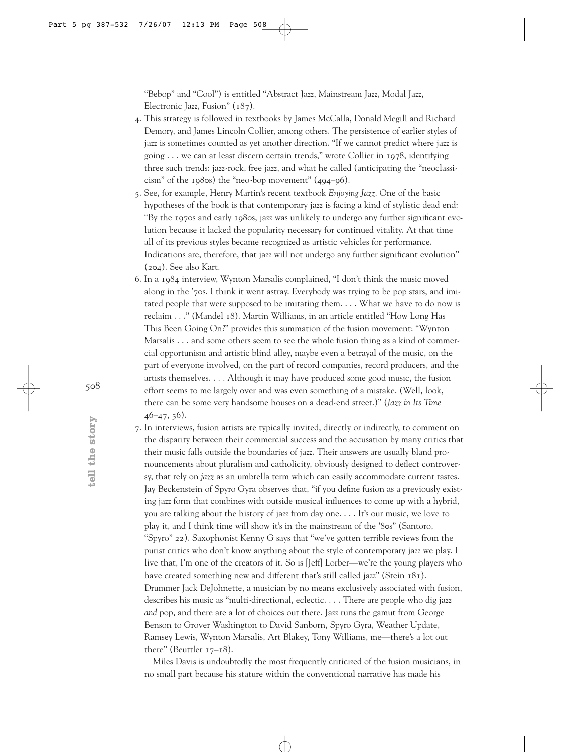"Bebop" and "Cool") is entitled "Abstract Jazz, Mainstream Jazz, Modal Jazz, Electronic Jazz, Fusion" (187).

4. This strategy is followed in textbooks by James McCalla, Donald Megill and Richard Demory, and James Lincoln Collier, among others. The persistence of earlier styles of jazz is sometimes counted as yet another direction. "If we cannot predict where jazz is going . . . we can at least discern certain trends," wrote Collier in 1978, identifying three such trends: jazz-rock, free jazz, and what he called (anticipating the "neoclassicism" of the 1980s) the "neo-bop movement" (494–96).

5. See, for example, Henry Martin's recent textbook *Enjoying Jazz*. One of the basic hypotheses of the book is that contemporary jazz is facing a kind of stylistic dead end: "By the 1970s and early 1980s, jazz was unlikely to undergo any further significant evolution because it lacked the popularity necessary for continued vitality. At that time all of its previous styles became recognized as artistic vehicles for performance. Indications are, therefore, that jazz will not undergo any further significant evolution" (204). See also Kart.

6. In a 1984 interview, Wynton Marsalis complained, "I don't think the music moved along in the '70s. I think it went astray. Everybody was trying to be pop stars, and imitated people that were supposed to be imitating them. . . . What we have to do now is reclaim . . ." (Mandel 18). Martin Williams, in an article entitled "How Long Has This Been Going On?" provides this summation of the fusion movement: "Wynton Marsalis . . . and some others seem to see the whole fusion thing as a kind of commercial opportunism and artistic blind alley, maybe even a betrayal of the music, on the part of everyone involved, on the part of record companies, record producers, and the artists themselves. . . . Although it may have produced some good music, the fusion effort seems to me largely over and was even something of a mistake. (Well, look, there can be some very handsome houses on a dead-end street.)" (*Jazz in Its Time* 46–47, 56).

7. In interviews, fusion artists are typically invited, directly or indirectly, to comment on the disparity between their commercial success and the accusation by many critics that their music falls outside the boundaries of jazz. Their answers are usually bland pronouncements about pluralism and catholicity, obviously designed to deflect controversy, that rely on *jazz* as an umbrella term which can easily accommodate current tastes. Jay Beckenstein of Spyro Gyra observes that, "if you define fusion as a previously existing jazz form that combines with outside musical influences to come up with a hybrid, you are talking about the history of jazz from day one. . . . It's our music, we love to play it, and I think time will show it's in the mainstream of the '80s" (Santoro, "Spyro" 22). Saxophonist Kenny G says that "we've gotten terrible reviews from the purist critics who don't know anything about the style of contemporary jazz we play. I live that, I'm one of the creators of it. So is [Jeff] Lorber—we're the young players who have created something new and different that's still called jazz" (Stein 181). Drummer Jack DeJohnette, a musician by no means exclusively associated with fusion, describes his music as "multi-directional, eclectic. . . . There are people who dig jazz *and* pop, and there are a lot of choices out there. Jazz runs the gamut from George Benson to Grover Washington to David Sanborn, Spyro Gyra, Weather Update, Ramsey Lewis, Wynton Marsalis, Art Blakey, Tony Williams, me—there's a lot out there" (Beuttler 17–18).

   Miles Davis is undoubtedly the most frequently criticized of the fusion musicians, in no small part because his stature within the conventional narrative has made his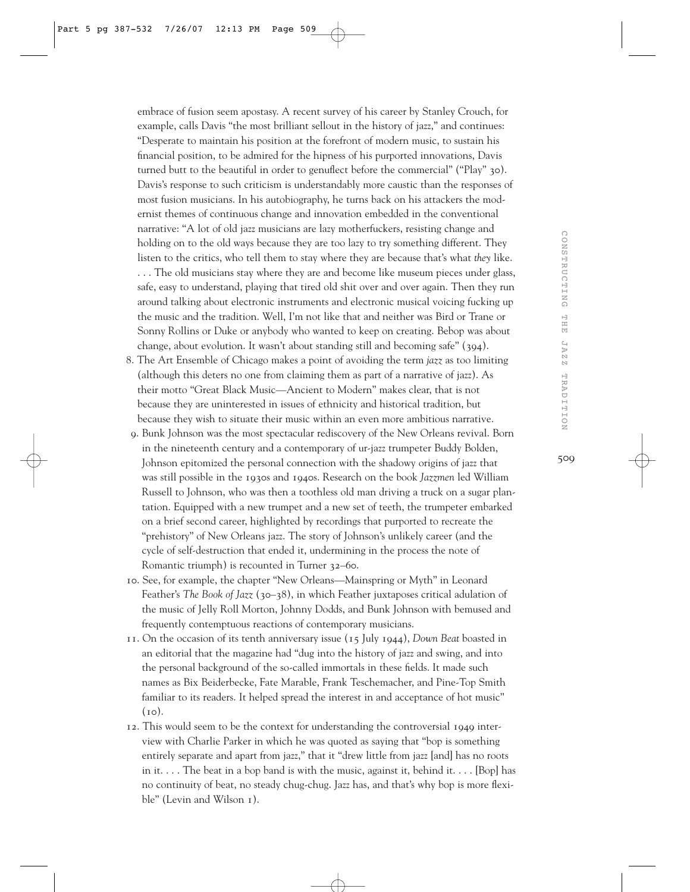embrace of fusion seem apostasy. A recent survey of his career by Stanley Crouch, for example, calls Davis "the most brilliant sellout in the history of jazz," and continues: "Desperate to maintain his position at the forefront of modern music, to sustain his financial position, to be admired for the hipness of his purported innovations, Davis turned butt to the beautiful in order to genuflect before the commercial" ("Play" 30). Davis's response to such criticism is understandably more caustic than the responses of most fusion musicians. In his autobiography, he turns back on his attackers the modernist themes of continuous change and innovation embedded in the conventional narrative: "A lot of old jazz musicians are lazy motherfuckers, resisting change and holding on to the old ways because they are too lazy to try something different. They listen to the critics, who tell them to stay where they are because that's what *they* like. . . . The old musicians stay where they are and become like museum pieces under glass, safe, easy to understand, playing that tired old shit over and over again. Then they run around talking about electronic instruments and electronic musical voicing fucking up the music and the tradition. Well, I'm not like that and neither was Bird or Trane or Sonny Rollins or Duke or anybody who wanted to keep on creating. Bebop was about change, about evolution. It wasn't about standing still and becoming safe" (394).

8. The Art Ensemble of Chicago makes a point of avoiding the term *jazz* as too limiting (although this deters no one from claiming them as part of a narrative of jazz). As their motto "Great Black Music—Ancient to Modern" makes clear, that is not because they are uninterested in issues of ethnicity and historical tradition, but because they wish to situate their music within an even more ambitious narrative.

9. Bunk Johnson was the most spectacular rediscovery of the New Orleans revival. Born in the nineteenth century and a contemporary of ur-jazz trumpeter Buddy Bolden, Johnson epitomized the personal connection with the shadowy origins of jazz that was still possible in the 1930s and 1940s. Research on the book *Jazzmen* led William Russell to Johnson, who was then a toothless old man driving a truck on a sugar plantation. Equipped with a new trumpet and a new set of teeth, the trumpeter embarked on a brief second career, highlighted by recordings that purported to recreate the "prehistory" of New Orleans jazz. The story of Johnson's unlikely career (and the cycle of self-destruction that ended it, undermining in the process the note of Romantic triumph) is recounted in Turner 32–60.

10. See, for example, the chapter "New Orleans—Mainspring or Myth" in Leonard Feather's *The Book of Jazz* (30–38), in which Feather juxtaposes critical adulation of the music of Jelly Roll Morton, Johnny Dodds, and Bunk Johnson with bemused and frequently contemptuous reactions of contemporary musicians.

11. On the occasion of its tenth anniversary issue (15 July 1944), *Down Beat* boasted in an editorial that the magazine had "dug into the history of jazz and swing, and into the personal background of the so-called immortals in these fields. It made such names as Bix Beiderbecke, Fate Marable, Frank Teschemacher, and Pine-Top Smith familiar to its readers. It helped spread the interest in and acceptance of hot music" (10).

12. This would seem to be the context for understanding the controversial 1949 interview with Charlie Parker in which he was quoted as saying that "bop is something entirely separate and apart from jazz," that it "drew little from jazz [and] has no roots in it. . . . The beat in a bop band is with the music, against it, behind it. . . . [Bop] has no continuity of beat, no steady chug-chug. Jazz has, and that's why bop is more flexible" (Levin and Wilson 1).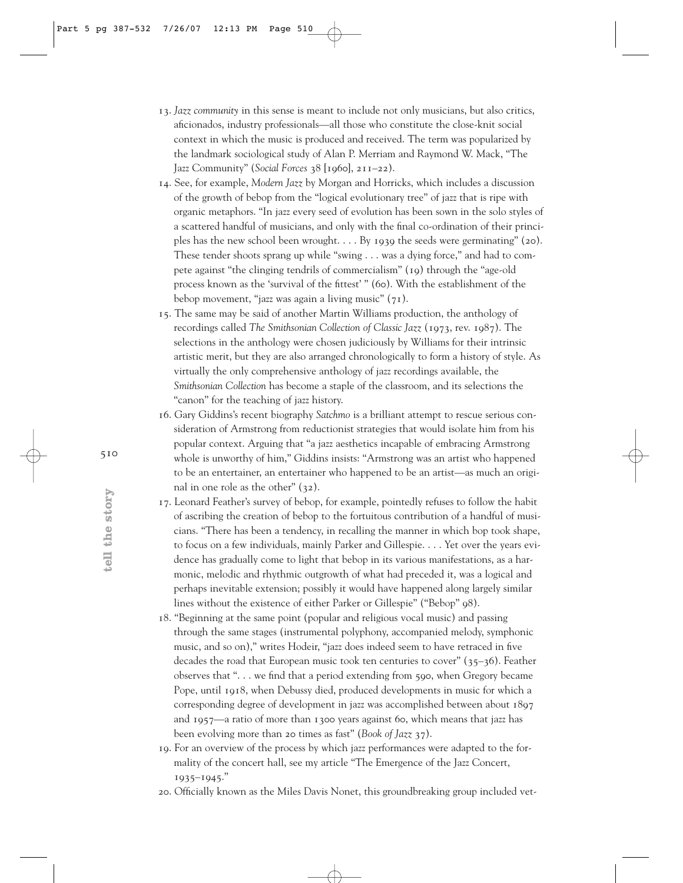13. *Jazz community* in this sense is meant to include not only musicians, but also critics, aficionados, industry professionals—all those who constitute the close-knit social context in which the music is produced and received. The term was popularized by the landmark sociological study of Alan P. Merriam and Raymond W. Mack, "The Jazz Community" (*Social Forces* 38 [1960], 211–22).
14. See, for example, *Modern Jazz* by Morgan and Horricks, which includes a discussion of the growth of bebop from the "logical evolutionary tree" of jazz that is ripe with organic metaphors. "In jazz every seed of evolution has been sown in the solo styles of a scattered handful of musicians, and only with the final co-ordination of their principles has the new school been wrought. . . . By 1939 the seeds were germinating" (20). These tender shoots sprang up while "swing . . . was a dying force," and had to compete against "the clinging tendrils of commercialism" (19) through the "age-old process known as the 'survival of the fittest' " (60). With the establishment of the bebop movement, "jazz was again a living music" (71).
15. The same may be said of another Martin Williams production, the anthology of recordings called *The Smithsonian Collection of Classic Jazz* (1973, rev. 1987). The selections in the anthology were chosen judiciously by Williams for their intrinsic artistic merit, but they are also arranged chronologically to form a history of style. As virtually the only comprehensive anthology of jazz recordings available, the *Smithsonian Collection* has become a staple of the classroom, and its selections the "canon" for the teaching of jazz history.
16. Gary Giddins's recent biography *Satchmo* is a brilliant attempt to rescue serious consideration of Armstrong from reductionist strategies that would isolate him from his popular context. Arguing that "a jazz aesthetics incapable of embracing Armstrong whole is unworthy of him," Giddins insists: "Armstrong was an artist who happened to be an entertainer, an entertainer who happened to be an artist—as much an original in one role as the other" (32).
17. Leonard Feather's survey of bebop, for example, pointedly refuses to follow the habit of ascribing the creation of bebop to the fortuitous contribution of a handful of musicians. "There has been a tendency, in recalling the manner in which bop took shape, to focus on a few individuals, mainly Parker and Gillespie. . . . Yet over the years evidence has gradually come to light that bebop in its various manifestations, as a harmonic, melodic and rhythmic outgrowth of what had preceded it, was a logical and perhaps inevitable extension; possibly it would have happened along largely similar lines without the existence of either Parker or Gillespie" ("Bebop" 98).
18. "Beginning at the same point (popular and religious vocal music) and passing through the same stages (instrumental polyphony, accompanied melody, symphonic music, and so on)," writes Hodeir, "jazz does indeed seem to have retraced in five decades the road that European music took ten centuries to cover" (35–36). Feather observes that ". . . we find that a period extending from 590, when Gregory became Pope, until 1918, when Debussy died, produced developments in music for which a corresponding degree of development in jazz was accomplished between about 1897 and 1957—a ratio of more than 1300 years against 60, which means that jazz has been evolving more than 20 times as fast" (*Book of Jazz* 37).
19. For an overview of the process by which jazz performances were adapted to the formality of the concert hall, see my article "The Emergence of the Jazz Concert, 1935–1945."
20. Officially known as the Miles Davis Nonet, this groundbreaking group included vet-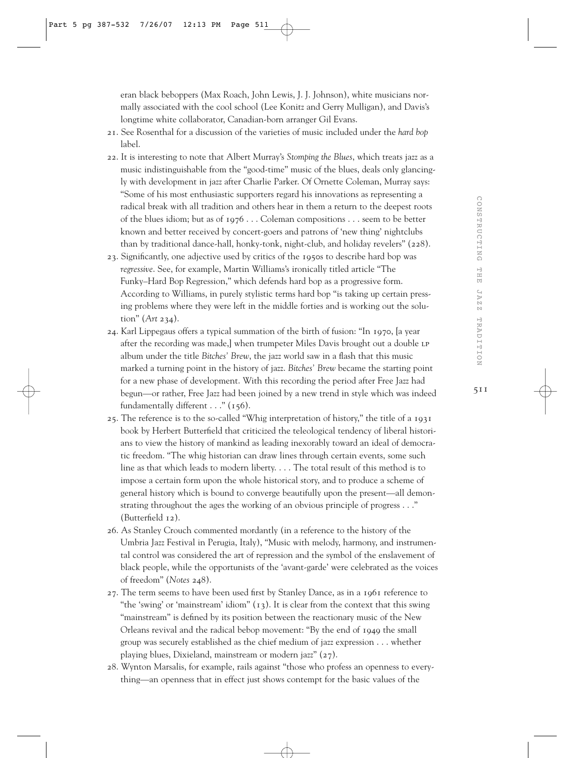eran black beboppers (Max Roach, John Lewis, J. J. Johnson), white musicians normally associated with the cool school (Lee Konitz and Gerry Mulligan), and Davis's longtime white collaborator, Canadian-born arranger Gil Evans.

21. See Rosenthal for a discussion of the varieties of music included under the *hard bop* label.
22. It is interesting to note that Albert Murray's *Stomping the Blues*, which treats jazz as a music indistinguishable from the "good-time" music of the blues, deals only glancingly with development in jazz after Charlie Parker. Of Ornette Coleman, Murray says: "Some of his most enthusiastic supporters regard his innovations as representing a radical break with all tradition and others hear in them a return to the deepest roots of the blues idiom; but as of 1976 . . . Coleman compositions . . . seem to be better known and better received by concert-goers and patrons of 'new thing' nightclubs than by traditional dance-hall, honky-tonk, night-club, and holiday revelers" (228).
23. Significantly, one adjective used by critics of the 1950s to describe hard bop was *regressive*. See, for example, Martin Williams's ironically titled article "The Funky–Hard Bop Regression," which defends hard bop as a progressive form. According to Williams, in purely stylistic terms hard bop "is taking up certain pressing problems where they were left in the middle forties and is working out the solution" (*Art* 234).
24. Karl Lippegaus offers a typical summation of the birth of fusion: "In 1970, [a year after the recording was made,] when trumpeter Miles Davis brought out a double LP album under the title *Bitches' Brew*, the jazz world saw in a flash that this music marked a turning point in the history of jazz. *Bitches' Brew* became the starting point for a new phase of development. With this recording the period after Free Jazz had begun—or rather, Free Jazz had been joined by a new trend in style which was indeed fundamentally different . . ." (156).
25. The reference is to the so-called "Whig interpretation of history," the title of a 1931 book by Herbert Butterfield that criticized the teleological tendency of liberal historians to view the history of mankind as leading inexorably toward an ideal of democratic freedom. "The whig historian can draw lines through certain events, some such line as that which leads to modern liberty. . . . The total result of this method is to impose a certain form upon the whole historical story, and to produce a scheme of general history which is bound to converge beautifully upon the present—all demonstrating throughout the ages the working of an obvious principle of progress . . ." (Butterfield 12).
26. As Stanley Crouch commented mordantly (in a reference to the history of the Umbria Jazz Festival in Perugia, Italy), "Music with melody, harmony, and instrumental control was considered the art of repression and the symbol of the enslavement of black people, while the opportunists of the 'avant-garde' were celebrated as the voices of freedom" (*Notes* 248).
27. The term seems to have been used first by Stanley Dance, as in a 1961 reference to "the 'swing' or 'mainstream' idiom" (13). It is clear from the context that this swing "mainstream" is defined by its position between the reactionary music of the New Orleans revival and the radical bebop movement: "By the end of 1949 the small group was securely established as the chief medium of jazz expression . . . whether playing blues, Dixieland, mainstream or modern jazz" (27).
28. Wynton Marsalis, for example, rails against "those who profess an openness to everything—an openness that in effect just shows contempt for the basic values of the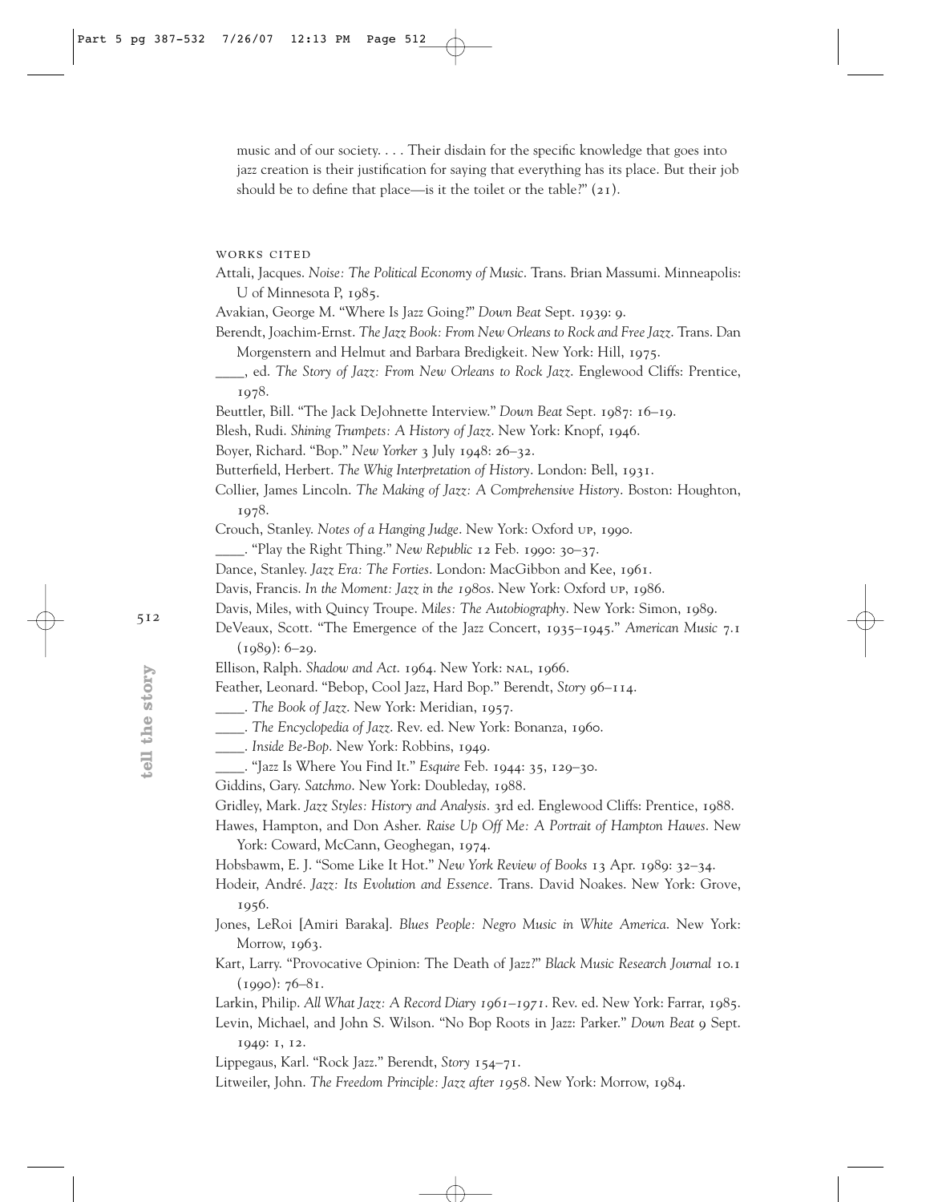music and of our society. . . . Their disdain for the specific knowledge that goes into jazz creation is their justification for saying that everything has its place. But their job should be to define that place—is it the toilet or the table?" (21).

## WORKS CITED

Attali, Jacques. *Noise: The Political Economy of Music*. Trans. Brian Massumi. Minneapolis: U of Minnesota P, 1985.

Avakian, George M. "Where Is Jazz Going?" *Down Beat* Sept. 1939: 9.

Berendt, Joachim-Ernst. *The Jazz Book: From New Orleans to Rock and Free Jazz*. Trans. Dan Morgenstern and Helmut and Barbara Bredigkeit. New York: Hill, 1975.

____, ed. *The Story of Jazz: From New Orleans to Rock Jazz*. Englewood Cliffs: Prentice, 1978.

Beuttler, Bill. "The Jack DeJohnette Interview." *Down Beat* Sept. 1987: 16–19.

Blesh, Rudi. *Shining Trumpets: A History of Jazz*. New York: Knopf, 1946.

Boyer, Richard. "Bop." *New Yorker* 3 July 1948: 26–32.

Butterfield, Herbert. *The Whig Interpretation of History*. London: Bell, 1931.

Collier, James Lincoln. *The Making of Jazz: A Comprehensive History*. Boston: Houghton, 1978.

Crouch, Stanley. *Notes of a Hanging Judge*. New York: Oxford UP, 1990.

____. "Play the Right Thing." *New Republic* 12 Feb. 1990: 30–37.

Dance, Stanley. *Jazz Era: The Forties*. London: MacGibbon and Kee, 1961.

Davis, Francis. *In the Moment: Jazz in the 1980s*. New York: Oxford UP, 1986.

Davis, Miles, with Quincy Troupe. *Miles: The Autobiography*. New York: Simon, 1989.

DeVeaux, Scott. "The Emergence of the Jazz Concert, 1935–1945." *American Music* 7.1 (1989): 6–29.

Ellison, Ralph. *Shadow and Act*. 1964. New York: NAL, 1966.

Feather, Leonard. "Bebop, Cool Jazz, Hard Bop." Berendt, *Story* 96–114.

____. *The Book of Jazz*. New York: Meridian, 1957.

____. *The Encyclopedia of Jazz*. Rev. ed. New York: Bonanza, 1960.

____. *Inside Be-Bop*. New York: Robbins, 1949.

____. "Jazz Is Where You Find It." *Esquire* Feb. 1944: 35, 129–30.

Giddins, Gary. *Satchmo*. New York: Doubleday, 1988.

Gridley, Mark. *Jazz Styles: History and Analysis*. 3rd ed. Englewood Cliffs: Prentice, 1988.

Hawes, Hampton, and Don Asher. *Raise Up Off Me: A Portrait of Hampton Hawes*. New York: Coward, McCann, Geoghegan, 1974.

Hobsbawm, E. J. "Some Like It Hot." *New York Review of Books* 13 Apr. 1989: 32–34.

Hodeir, André. *Jazz: Its Evolution and Essence*. Trans. David Noakes. New York: Grove, 1956.

Jones, LeRoi [Amiri Baraka]. *Blues People: Negro Music in White America*. New York: Morrow, 1963.

Kart, Larry. "Provocative Opinion: The Death of Jazz?" *Black Music Research Journal* 10.1 (1990): 76–81.

Larkin, Philip. *All What Jazz: A Record Diary 1961–1971*. Rev. ed. New York: Farrar, 1985.

Levin, Michael, and John S. Wilson. "No Bop Roots in Jazz: Parker." *Down Beat* 9 Sept. 1949: 1, 12.

Lippegaus, Karl. "Rock Jazz." Berendt, *Story* 154–71.

Litweiler, John. *The Freedom Principle: Jazz after 1958*. New York: Morrow, 1984.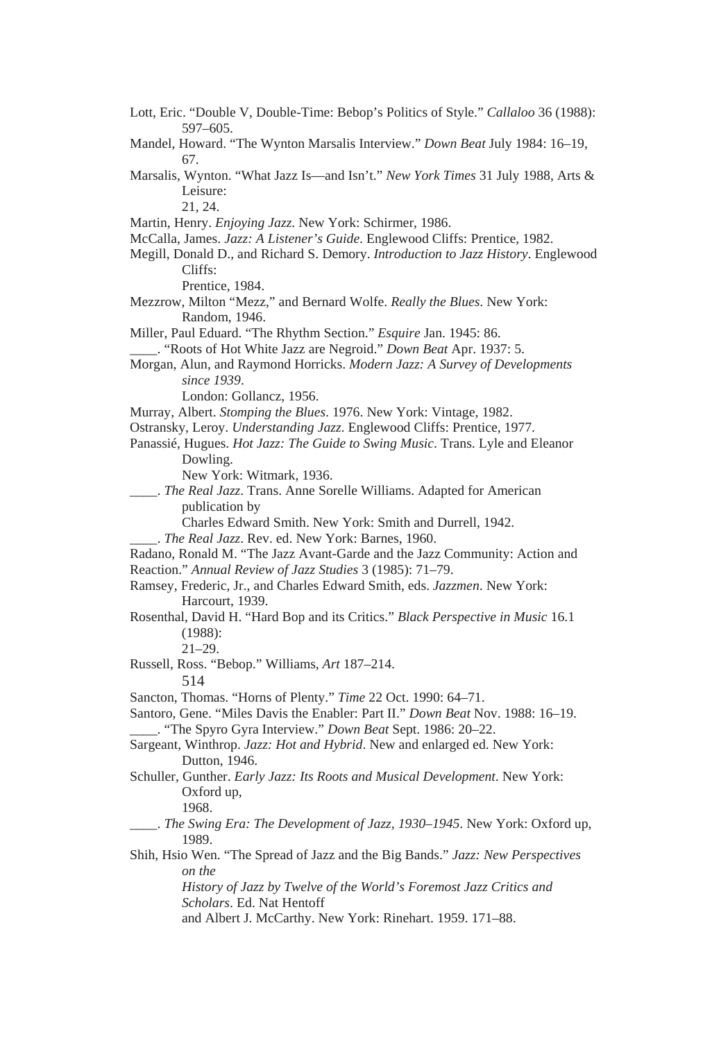Lott, Eric. "Double V, Double-Time: Bebop's Politics of Style." *Callaloo* 36 (1988): 597–605.

Mandel, Howard. "The Wynton Marsalis Interview." *Down Beat* July 1984: 16–19, 67.

Marsalis, Wynton. "What Jazz Is—and Isn't." *New York Times* 31 July 1988, Arts & Leisure: 21, 24.

Martin, Henry. *Enjoying Jazz*. New York: Schirmer, 1986.

McCalla, James. *Jazz: A Listener's Guide*. Englewood Cliffs: Prentice, 1982.

Megill, Donald D., and Richard S. Demory. *Introduction to Jazz History*. Englewood Cliffs: Prentice, 1984.

Mezzrow, Milton "Mezz," and Bernard Wolfe. *Really the Blues*. New York: Random, 1946.

Miller, Paul Eduard. "The Rhythm Section." *Esquire* Jan. 1945: 86.

____. "Roots of Hot White Jazz are Negroid." *Down Beat* Apr. 1937: 5.

Morgan, Alun, and Raymond Horricks. *Modern Jazz: A Survey of Developments since 1939*. London: Gollancz, 1956.

Murray, Albert. *Stomping the Blues*. 1976. New York: Vintage, 1982.

Ostransky, Leroy. *Understanding Jazz*. Englewood Cliffs: Prentice, 1977.

Panassié, Hugues. *Hot Jazz: The Guide to Swing Music*. Trans. Lyle and Eleanor Dowling. New York: Witmark, 1936.

____. *The Real Jazz*. Trans. Anne Sorelle Williams. Adapted for American publication by Charles Edward Smith. New York: Smith and Durrell, 1942.

____. *The Real Jazz*. Rev. ed. New York: Barnes, 1960.

Radano, Ronald M. "The Jazz Avant-Garde and the Jazz Community: Action and Reaction." *Annual Review of Jazz Studies* 3 (1985): 71–79.

Ramsey, Frederic, Jr., and Charles Edward Smith, eds. *Jazzmen*. New York: Harcourt, 1939.

Rosenthal, David H. "Hard Bop and its Critics." *Black Perspective in Music* 16.1 (1988): 21–29.

Russell, Ross. "Bebop." Williams, *Art* 187–214.

514

Sancton, Thomas. "Horns of Plenty." *Time* 22 Oct. 1990: 64–71.

Santoro, Gene. "Miles Davis the Enabler: Part II." *Down Beat* Nov. 1988: 16–19.

____. "The Spyro Gyra Interview." *Down Beat* Sept. 1986: 20–22.

Sargeant, Winthrop. *Jazz: Hot and Hybrid*. New and enlarged ed. New York: Dutton, 1946.

Schuller, Gunther. *Early Jazz: Its Roots and Musical Development*. New York: Oxford up, 1968.

____. *The Swing Era: The Development of Jazz, 1930–1945*. New York: Oxford up, 1989.

Shih, Hsio Wen. "The Spread of Jazz and the Big Bands." *Jazz: New Perspectives on the History of Jazz by Twelve of the World's Foremost Jazz Critics and Scholars*. Ed. Nat Hentoff and Albert J. McCarthy. New York: Rinehart. 1959. 171–88.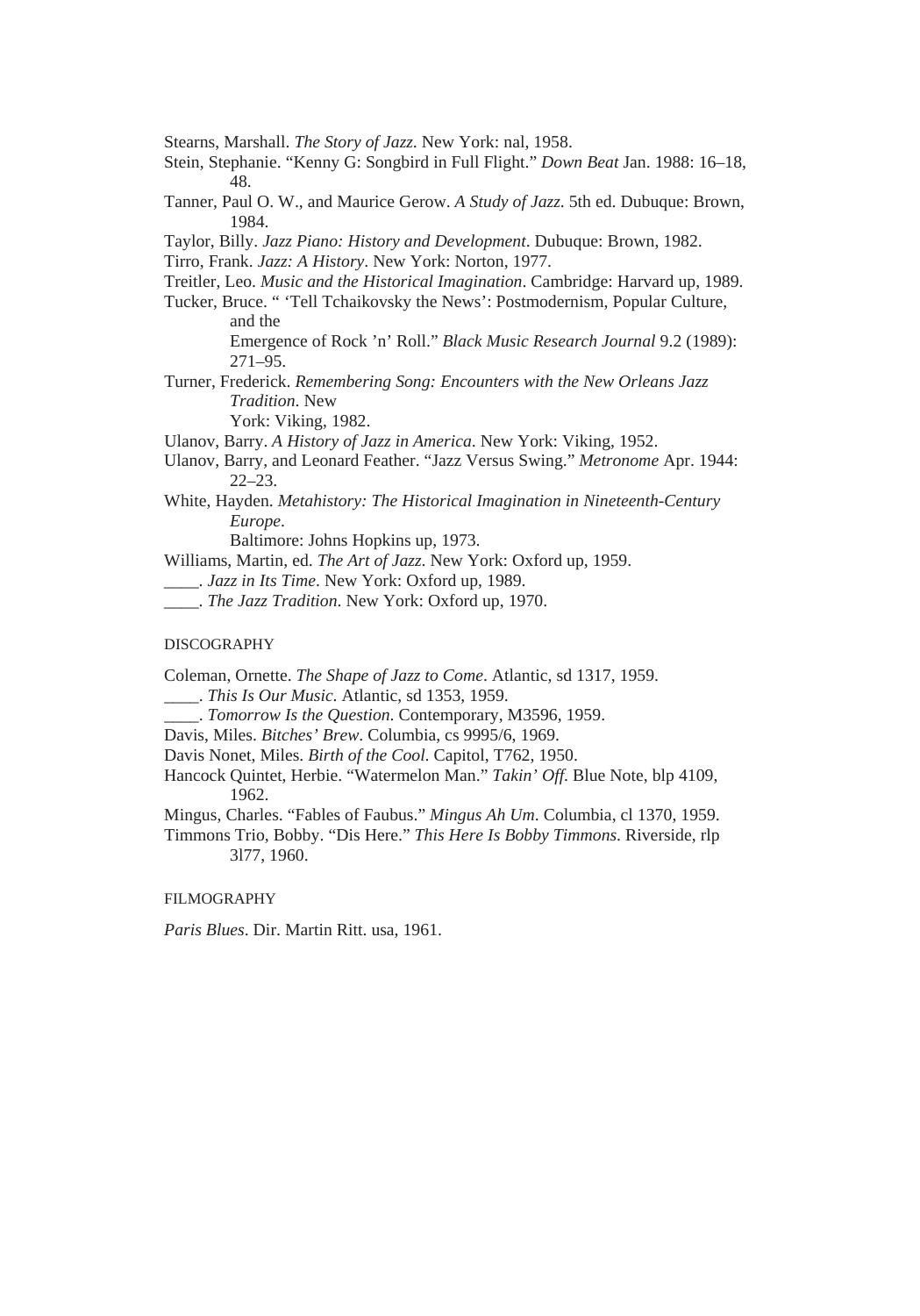Stearns, Marshall. *The Story of Jazz*. New York: nal, 1958.

Stein, Stephanie. "Kenny G: Songbird in Full Flight." *Down Beat* Jan. 1988: 16–18, 48.

Tanner, Paul O. W., and Maurice Gerow. *A Study of Jazz*. 5th ed. Dubuque: Brown, 1984.

Taylor, Billy. *Jazz Piano: History and Development*. Dubuque: Brown, 1982.

Tirro, Frank. *Jazz: A History*. New York: Norton, 1977.

Treitler, Leo. *Music and the Historical Imagination*. Cambridge: Harvard up, 1989.

Tucker, Bruce. " 'Tell Tchaikovsky the News': Postmodernism, Popular Culture, and the Emergence of Rock 'n' Roll." *Black Music Research Journal* 9.2 (1989): 271–95.

Turner, Frederick. *Remembering Song: Encounters with the New Orleans Jazz Tradition*. New York: Viking, 1982.

Ulanov, Barry. *A History of Jazz in America*. New York: Viking, 1952.

Ulanov, Barry, and Leonard Feather. "Jazz Versus Swing." *Metronome* Apr. 1944: 22–23.

White, Hayden. *Metahistory: The Historical Imagination in Nineteenth-Century Europe*. Baltimore: Johns Hopkins up, 1973.

Williams, Martin, ed. *The Art of Jazz*. New York: Oxford up, 1959.

____. *Jazz in Its Time*. New York: Oxford up, 1989.

____. *The Jazz Tradition*. New York: Oxford up, 1970.

DISCOGRAPHY

Coleman, Ornette. *The Shape of Jazz to Come*. Atlantic, sd 1317, 1959.

____. *This Is Our Music.* Atlantic, sd 1353, 1959.

____. *Tomorrow Is the Question*. Contemporary, M3596, 1959.

Davis, Miles. *Bitches' Brew*. Columbia, cs 9995/6, 1969.

Davis Nonet, Miles. *Birth of the Cool*. Capitol, T762, 1950.

Hancock Quintet, Herbie. "Watermelon Man." *Takin' Off*. Blue Note, blp 4109, 1962.

Mingus, Charles. "Fables of Faubus." *Mingus Ah Um*. Columbia, cl 1370, 1959.

Timmons Trio, Bobby. "Dis Here." *This Here Is Bobby Timmons*. Riverside, rlp 3l77, 1960.

FILMOGRAPHY

*Paris Blues*. Dir. Martin Ritt. usa, 1961.